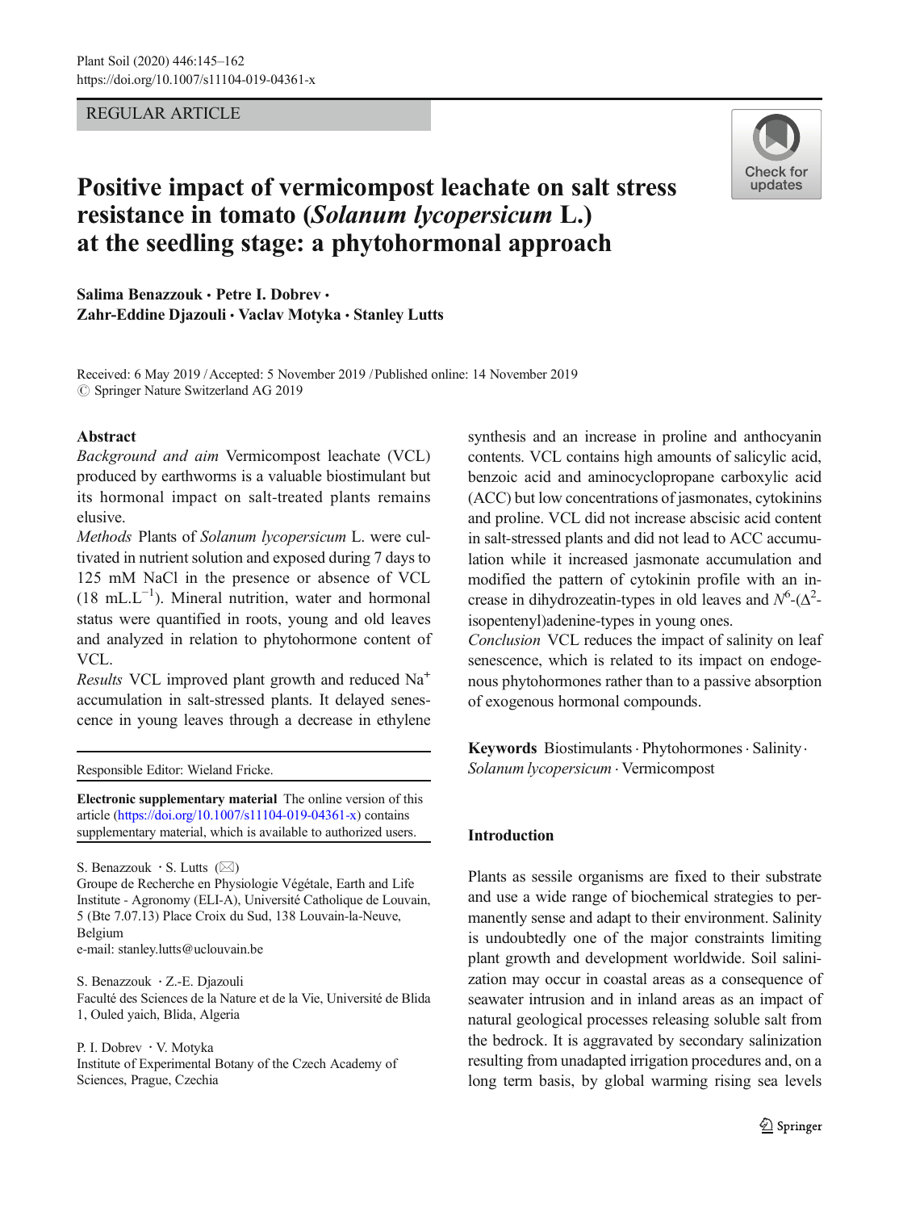REGULAR ARTICLE

# Positive impact of vermicompost leachate on salt stress resistance in tomato (*Solanum lycopersicum* L.) at the seedling stage: a phytohormonal approach

**Salima Benazzouk · Petre I. Dobrev · Zahr-Eddine Djazouli · Vaclav Motyka · Stanley Lutts**

Received: 6 May 2019 / Accepted: 5 November 2019 / Published online: 14 November 2019
© Springer Nature Switzerland AG 2019

## Abstract

*Background and aim* Vermicompost leachate (VCL) produced by earthworms is a valuable biostimulant but its hormonal impact on salt-treated plants remains elusive.

*Methods* Plants of *Solanum lycopersicum* L. were cultivated in nutrient solution and exposed during 7 days to 125 mM NaCl in the presence or absence of VCL (18 mL.L$^{-1}$). Mineral nutrition, water and hormonal status were quantified in roots, young and old leaves and analyzed in relation to phytohormone content of VCL.

*Results* VCL improved plant growth and reduced $Na^+$ accumulation in salt-stressed plants. It delayed senescence in young leaves through a decrease in ethylene synthesis and an increase in proline and anthocyanin contents. VCL contains high amounts of salicylic acid, benzoic acid and aminocyclopropane carboxylic acid (ACC) but low concentrations of jasmonates, cytokinins and proline. VCL did not increase abscisic acid content in salt-stressed plants and did not lead to ACC accumulation while it increased jasmonate accumulation and modified the pattern of cytokinin profile with an increase in dihydrozeatin-types in old leaves and $N^6$-($\Delta^2$-isopentenyl)adenine-types in young ones.

*Conclusion* VCL reduces the impact of salinity on leaf senescence, which is related to its impact on endogenous phytohormones rather than to a passive absorption of exogenous hormonal compounds.

**Keywords** Biostimulants · Phytohormones · Salinity · *Solanum lycopersicum* · Vermicompost

Responsible Editor: Wieland Fricke.

**Electronic supplementary material** The online version of this article (https://doi.org/10.1007/s11104-019-04361-x) contains supplementary material, which is available to authorized users.

S. Benazzouk · S. Lutts (✉)
Groupe de Recherche en Physiologie Végétale, Earth and Life Institute - Agronomy (ELI-A), Université Catholique de Louvain, 5 (Bte 7.07.13) Place Croix du Sud, 138 Louvain-la-Neuve, Belgium
e-mail: stanley.lutts@uclouvain.be

S. Benazzouk · Z.-E. Djazouli
Faculté des Sciences de la Nature et de la Vie, Université de Blida 1, Ouled yaich, Blida, Algeria

P. I. Dobrev · V. Motyka
Institute of Experimental Botany of the Czech Academy of Sciences, Prague, Czechia

## Introduction

Plants as sessile organisms are fixed to their substrate and use a wide range of biochemical strategies to permanently sense and adapt to their environment. Salinity is undoubtedly one of the major constraints limiting plant growth and development worldwide. Soil salinization may occur in coastal areas as a consequence of seawater intrusion and in inland areas as an impact of natural geological processes releasing soluble salt from the bedrock. It is aggravated by secondary salinization resulting from unadapted irrigation procedures and, on a long term basis, by global warming rising sea levels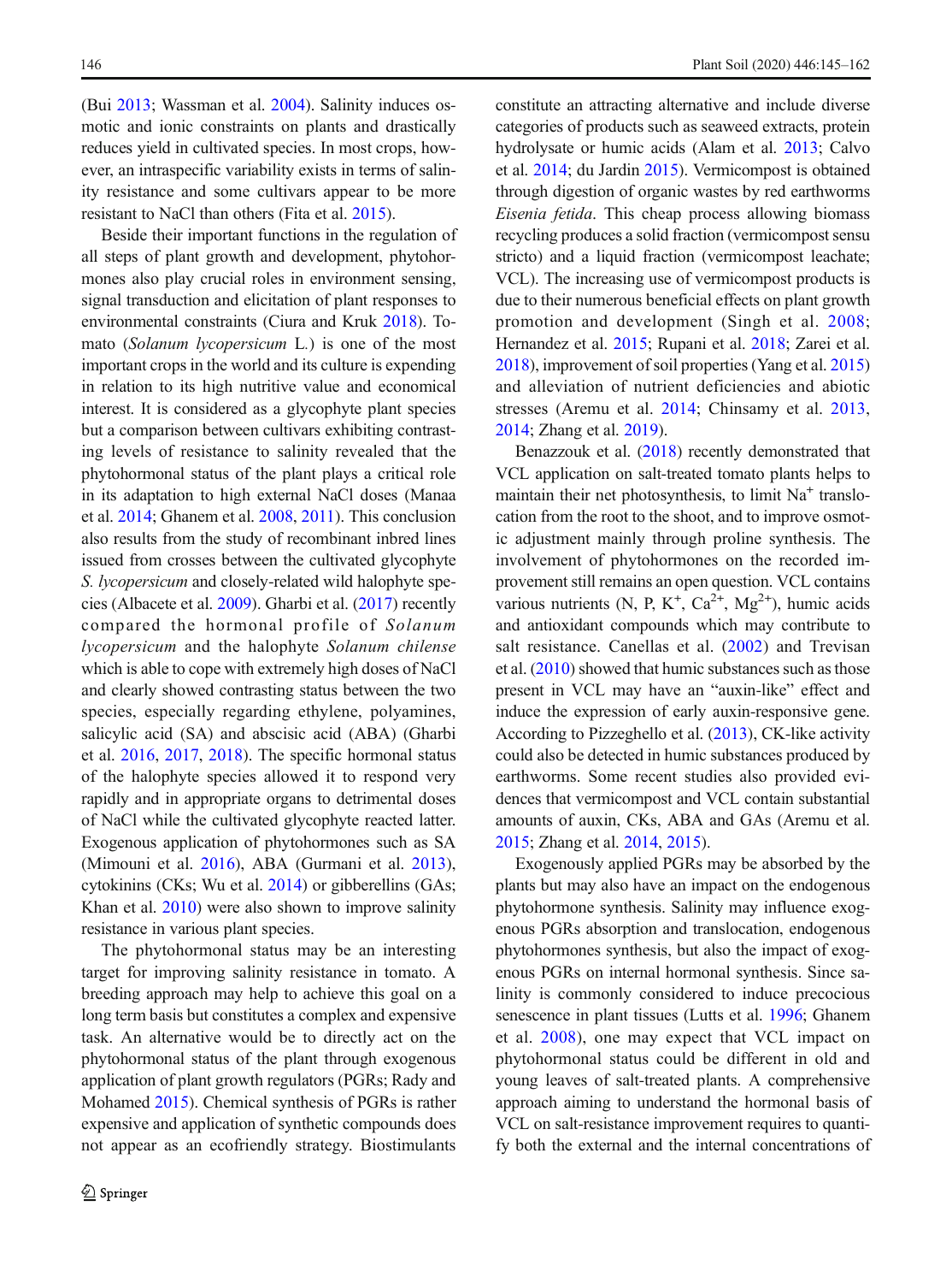(Bui 2013; Wassman et al. 2004). Salinity induces osmotic and ionic constraints on plants and drastically reduces yield in cultivated species. In most crops, however, an intraspecific variability exists in terms of salinity resistance and some cultivars appear to be more resistant to NaCl than others (Fita et al. 2015).

Beside their important functions in the regulation of all steps of plant growth and development, phytohormones also play crucial roles in environment sensing, signal transduction and elicitation of plant responses to environmental constraints (Ciura and Kruk 2018). Tomato (*Solanum lycopersicum* L.) is one of the most important crops in the world and its culture is expending in relation to its high nutritive value and economical interest. It is considered as a glycophyte plant species but a comparison between cultivars exhibiting contrasting levels of resistance to salinity revealed that the phytohormonal status of the plant plays a critical role in its adaptation to high external NaCl doses (Manaa et al. 2014; Ghanem et al. 2008, 2011). This conclusion also results from the study of recombinant inbred lines issued from crosses between the cultivated glycophyte *S. lycopersicum* and closely-related wild halophyte species (Albacete et al. 2009). Gharbi et al. (2017) recently compared the hormonal profile of *Solanum lycopersicum* and the halophyte *Solanum chilense* which is able to cope with extremely high doses of NaCl and clearly showed contrasting status between the two species, especially regarding ethylene, polyamines, salicylic acid (SA) and abscisic acid (ABA) (Gharbi et al. 2016, 2017, 2018). The specific hormonal status of the halophyte species allowed it to respond very rapidly and in appropriate organs to detrimental doses of NaCl while the cultivated glycophyte reacted latter. Exogenous application of phytohormones such as SA (Mimouni et al. 2016), ABA (Gurmani et al. 2013), cytokinins (CKs; Wu et al. 2014) or gibberellins (GAs; Khan et al. 2010) were also shown to improve salinity resistance in various plant species.

The phytohormonal status may be an interesting target for improving salinity resistance in tomato. A breeding approach may help to achieve this goal on a long term basis but constitutes a complex and expensive task. An alternative would be to directly act on the phytohormonal status of the plant through exogenous application of plant growth regulators (PGRs; Rady and Mohamed 2015). Chemical synthesis of PGRs is rather expensive and application of synthetic compounds does not appear as an ecofriendly strategy. Biostimulants constitute an attracting alternative and include diverse categories of products such as seaweed extracts, protein hydrolysate or humic acids (Alam et al. 2013; Calvo et al. 2014; du Jardin 2015). Vermicompost is obtained through digestion of organic wastes by red earthworms *Eisenia fetida*. This cheap process allowing biomass recycling produces a solid fraction (vermicompost sensu stricto) and a liquid fraction (vermicompost leachate; VCL). The increasing use of vermicompost products is due to their numerous beneficial effects on plant growth promotion and development (Singh et al. 2008; Hernandez et al. 2015; Rupani et al. 2018; Zarei et al. 2018), improvement of soil properties (Yang et al. 2015) and alleviation of nutrient deficiencies and abiotic stresses (Aremu et al. 2014; Chinsamy et al. 2013, 2014; Zhang et al. 2019).

Benazzouk et al. (2018) recently demonstrated that VCL application on salt-treated tomato plants helps to maintain their net photosynthesis, to limit $Na^+$ translocation from the root to the shoot, and to improve osmotic adjustment mainly through proline synthesis. The involvement of phytohormones on the recorded improvement still remains an open question. VCL contains various nutrients (N, P, $K^+$, $Ca^{2+}$, $Mg^{2+}$), humic acids and antioxidant compounds which may contribute to salt resistance. Canellas et al. (2002) and Trevisan et al. (2010) showed that humic substances such as those present in VCL may have an "auxin-like" effect and induce the expression of early auxin-responsive gene. According to Pizzeghello et al. (2013), CK-like activity could also be detected in humic substances produced by earthworms. Some recent studies also provided evidences that vermicompost and VCL contain substantial amounts of auxin, CKs, ABA and GAs (Aremu et al. 2015; Zhang et al. 2014, 2015).

Exogenously applied PGRs may be absorbed by the plants but may also have an impact on the endogenous phytohormone synthesis. Salinity may influence exogenous PGRs absorption and translocation, endogenous phytohormones synthesis, but also the impact of exogenous PGRs on internal hormonal synthesis. Since salinity is commonly considered to induce precocious senescence in plant tissues (Lutts et al. 1996; Ghanem et al. 2008), one may expect that VCL impact on phytohormonal status could be different in old and young leaves of salt-treated plants. A comprehensive approach aiming to understand the hormonal basis of VCL on salt-resistance improvement requires to quantify both the external and the internal concentrations of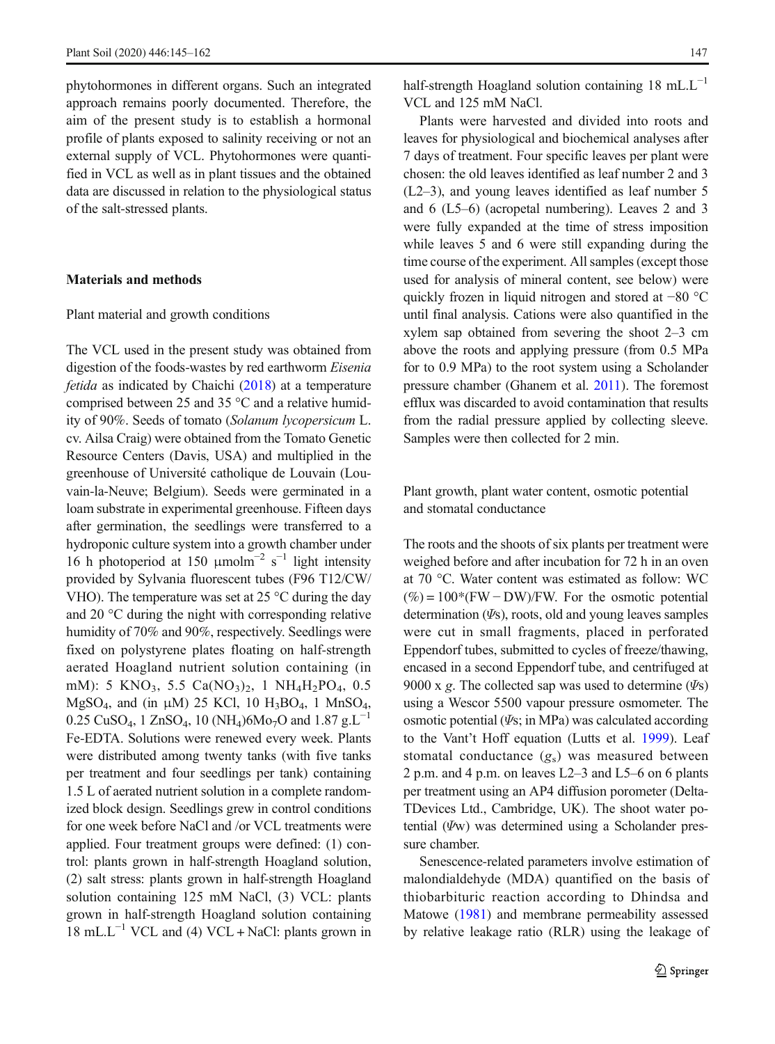phytohormones in different organs. Such an integrated approach remains poorly documented. Therefore, the aim of the present study is to establish a hormonal profile of plants exposed to salinity receiving or not an external supply of VCL. Phytohormones were quantified in VCL as well as in plant tissues and the obtained data are discussed in relation to the physiological status of the salt-stressed plants.

## Materials and methods

### Plant material and growth conditions

The VCL used in the present study was obtained from digestion of the foods-wastes by red earthworm *Eisenia fetida* as indicated by Chaichi (2018) at a temperature comprised between 25 and 35 °C and a relative humidity of 90%. Seeds of tomato (*Solanum lycopersicum* L. cv. Ailsa Craig) were obtained from the Tomato Genetic Resource Centers (Davis, USA) and multiplied in the greenhouse of Université catholique de Louvain (Louvain-la-Neuve; Belgium). Seeds were germinated in a loam substrate in experimental greenhouse. Fifteen days after germination, the seedlings were transferred to a hydroponic culture system into a growth chamber under 16 h photoperiod at 150 $\mu$molm$^{-2}$ s$^{-1}$ light intensity provided by Sylvania fluorescent tubes (F96 T12/CW/VHO). The temperature was set at 25 °C during the day and 20 °C during the night with corresponding relative humidity of 70% and 90%, respectively. Seedlings were fixed on polystyrene plates floating on half-strength aerated Hoagland nutrient solution containing (in mM): 5 $KNO_3$, 5.5 $Ca(NO_3)_2$, 1 $NH_4H_2PO_4$, 0.5 $MgSO_4$, and (in $\mu$M) 25 KCl, 10 $H_3BO_4$, 1 $MnSO_4$, 0.25 $CuSO_4$, 1 $ZnSO_4$, 10 $(NH_4)6Mo_7O$ and 1.87 g.L$^{-1}$ Fe-EDTA. Solutions were renewed every week. Plants were distributed among twenty tanks (with five tanks per treatment and four seedlings per tank) containing 1.5 L of aerated nutrient solution in a complete randomized block design. Seedlings grew in control conditions for one week before NaCl and /or VCL treatments were applied. Four treatment groups were defined: (1) control: plants grown in half-strength Hoagland solution, (2) salt stress: plants grown in half-strength Hoagland solution containing 125 mM NaCl, (3) VCL: plants grown in half-strength Hoagland solution containing 18 mL.L$^{-1}$ VCL and (4) VCL + NaCl: plants grown in half-strength Hoagland solution containing 18 mL.L$^{-1}$ VCL and 125 mM NaCl.

Plants were harvested and divided into roots and leaves for physiological and biochemical analyses after 7 days of treatment. Four specific leaves per plant were chosen: the old leaves identified as leaf number 2 and 3 (L2–3), and young leaves identified as leaf number 5 and 6 (L5–6) (acropetal numbering). Leaves 2 and 3 were fully expanded at the time of stress imposition while leaves 5 and 6 were still expanding during the time course of the experiment. All samples (except those used for analysis of mineral content, see below) were quickly frozen in liquid nitrogen and stored at −80 °C until final analysis. Cations were also quantified in the xylem sap obtained from severing the shoot 2–3 cm above the roots and applying pressure (from 0.5 MPa for to 0.9 MPa) to the root system using a Scholander pressure chamber (Ghanem et al. 2011). The foremost efflux was discarded to avoid contamination that results from the radial pressure applied by collecting sleeve. Samples were then collected for 2 min.

### Plant growth, plant water content, osmotic potential and stomatal conductance

The roots and the shoots of six plants per treatment were weighed before and after incubation for 72 h in an oven at 70 °C. Water content was estimated as follow: WC (%) = 100*(FW − DW)/FW. For the osmotic potential determination ($\Psi$s), roots, old and young leaves samples were cut in small fragments, placed in perforated Eppendorf tubes, submitted to cycles of freeze/thawing, encased in a second Eppendorf tube, and centrifuged at 9000 x *g*. The collected sap was used to determine ($\Psi$s) using a Wescor 5500 vapour pressure osmometer. The osmotic potential ($\Psi$s; in MPa) was calculated according to the Vant't Hoff equation (Lutts et al. 1999). Leaf stomatal conductance ($g_s$) was measured between 2 p.m. and 4 p.m. on leaves L2–3 and L5–6 on 6 plants per treatment using an AP4 diffusion porometer (Delta-TDevices Ltd., Cambridge, UK). The shoot water potential ($\Psi$w) was determined using a Scholander pressure chamber.

Senescence-related parameters involve estimation of malondialdehyde (MDA) quantified on the basis of thiobarbituric reaction according to Dhindsa and Matowe (1981) and membrane permeability assessed by relative leakage ratio (RLR) using the leakage of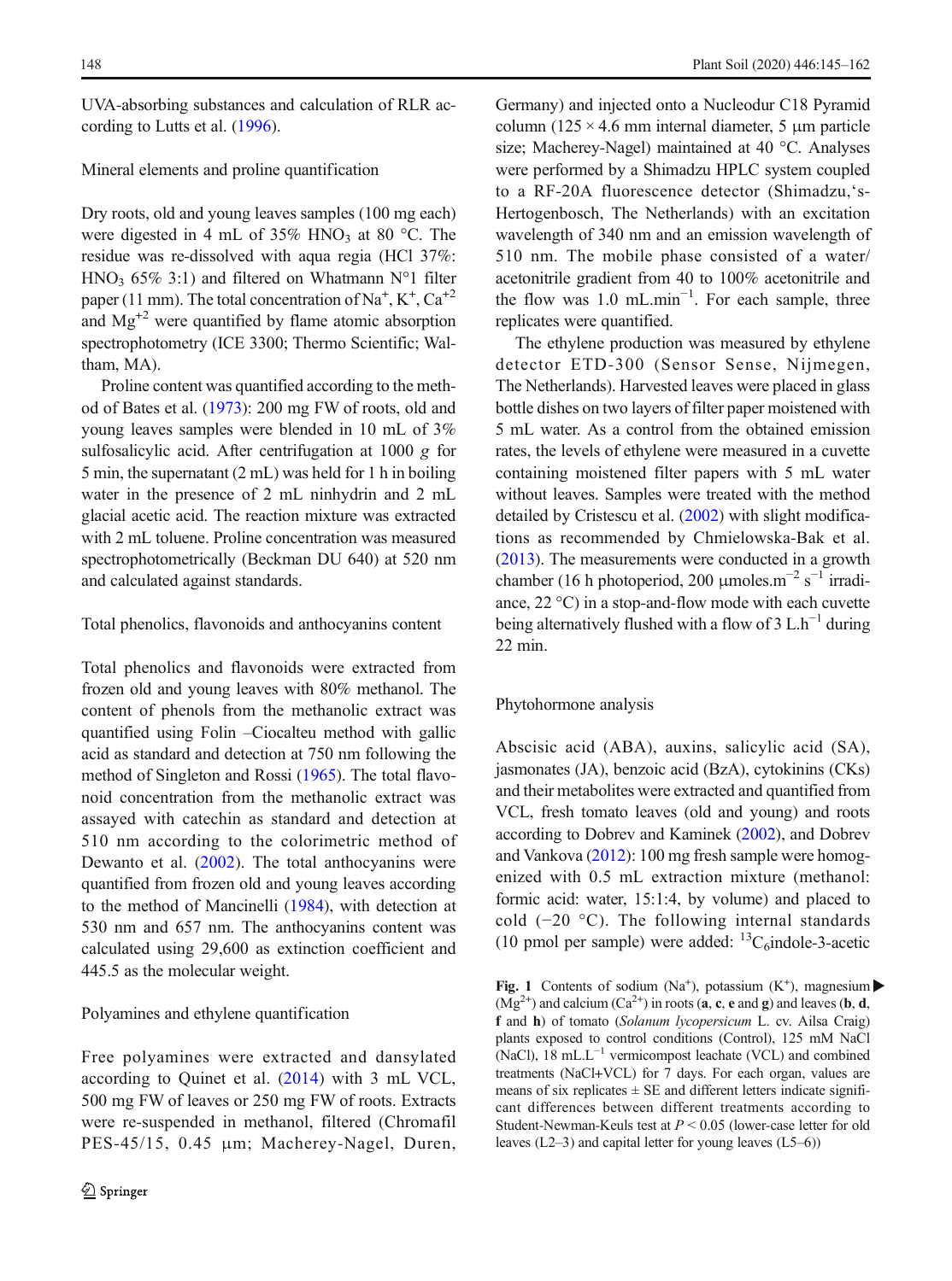UVA-absorbing substances and calculation of RLR according to Lutts et al. (1996).

### Mineral elements and proline quantification

Dry roots, old and young leaves samples (100 mg each) were digested in 4 mL of 35% $HNO_3$ at 80 °C. The residue was re-dissolved with aqua regia (HCl 37%: $HNO_3$ 65% 3:1) and filtered on Whatmann N°1 filter paper (11 mm). The total concentration of $Na^+$, $K^+$, $Ca^{+2}$ and $Mg^{+2}$ were quantified by flame atomic absorption spectrophotometry (ICE 3300; Thermo Scientific; Waltham, MA).

Proline content was quantified according to the method of Bates et al. (1973): 200 mg FW of roots, old and young leaves samples were blended in 10 mL of 3% sulfosalicylic acid. After centrifugation at 1000 *g* for 5 min, the supernatant (2 mL) was held for 1 h in boiling water in the presence of 2 mL ninhydrin and 2 mL glacial acetic acid. The reaction mixture was extracted with 2 mL toluene. Proline concentration was measured spectrophotometrically (Beckman DU 640) at 520 nm and calculated against standards.

### Total phenolics, flavonoids and anthocyanins content

Total phenolics and flavonoids were extracted from frozen old and young leaves with 80% methanol. The content of phenols from the methanolic extract was quantified using Folin –Ciocalteu method with gallic acid as standard and detection at 750 nm following the method of Singleton and Rossi (1965). The total flavonoid concentration from the methanolic extract was assayed with catechin as standard and detection at 510 nm according to the colorimetric method of Dewanto et al. (2002). The total anthocyanins were quantified from frozen old and young leaves according to the method of Mancinelli (1984), with detection at 530 nm and 657 nm. The anthocyanins content was calculated using 29,600 as extinction coefficient and 445.5 as the molecular weight.

### Polyamines and ethylene quantification

Free polyamines were extracted and dansylated according to Quinet et al. (2014) with 3 mL VCL, 500 mg FW of leaves or 250 mg FW of roots. Extracts were re-suspended in methanol, filtered (Chromafil PES-45/15, 0.45 μm; Macherey-Nagel, Duren, Germany) and injected onto a Nucleodur C18 Pyramid column (125 × 4.6 mm internal diameter, 5 μm particle size; Macherey-Nagel) maintained at 40 °C. Analyses were performed by a Shimadzu HPLC system coupled to a RF-20A fluorescence detector (Shimadzu,'s-Hertogenbosch, The Netherlands) with an excitation wavelength of 340 nm and an emission wavelength of 510 nm. The mobile phase consisted of a water/acetonitrile gradient from 40 to 100% acetonitrile and the flow was 1.0 $mL.min^{-1}$. For each sample, three replicates were quantified.

The ethylene production was measured by ethylene detector ETD-300 (Sensor Sense, Nijmegen, The Netherlands). Harvested leaves were placed in glass bottle dishes on two layers of filter paper moistened with 5 mL water. As a control from the obtained emission rates, the levels of ethylene were measured in a cuvette containing moistened filter papers with 5 mL water without leaves. Samples were treated with the method detailed by Cristescu et al. (2002) with slight modifications as recommended by Chmielowska-Bak et al. (2013). The measurements were conducted in a growth chamber (16 h photoperiod, 200 $\mu moles.m^{-2}\ s^{-1}$ irradiance, 22 °C) in a stop-and-flow mode with each cuvette being alternatively flushed with a flow of 3 $L.h^{-1}$ during 22 min.

### Phytohormone analysis

Abscisic acid (ABA), auxins, salicylic acid (SA), jasmonates (JA), benzoic acid (BzA), cytokinins (CKs) and their metabolites were extracted and quantified from VCL, fresh tomato leaves (old and young) and roots according to Dobrev and Kaminek (2002), and Dobrev and Vankova (2012): 100 mg fresh sample were homogenized with 0.5 mL extraction mixture (methanol: formic acid: water, 15:1:4, by volume) and placed to cold (−20 °C). The following internal standards (10 pmol per sample) were added: $^{13}C_6$indole-3-acetic

**Fig. 1** Contents of sodium ($Na^+$), potassium ($K^+$), magnesium ($Mg^{2+}$) and calcium ($Ca^{2+}$) in roots (**a**, **c**, **e** and **g**) and leaves (**b**, **d**, **f** and **h**) of tomato (*Solanum lycopersicum* L. cv. Ailsa Craig) plants exposed to control conditions (Control), 125 mM NaCl (NaCl), 18 $mL.L^{-1}$ vermicompost leachate (VCL) and combined treatments (NaCl+VCL) for 7 days. For each organ, values are means of six replicates ± SE and different letters indicate significant differences between different treatments according to Student-Newman-Keuls test at $P < 0.05$ (lower-case letter for old leaves (L2–3) and capital letter for young leaves (L5–6))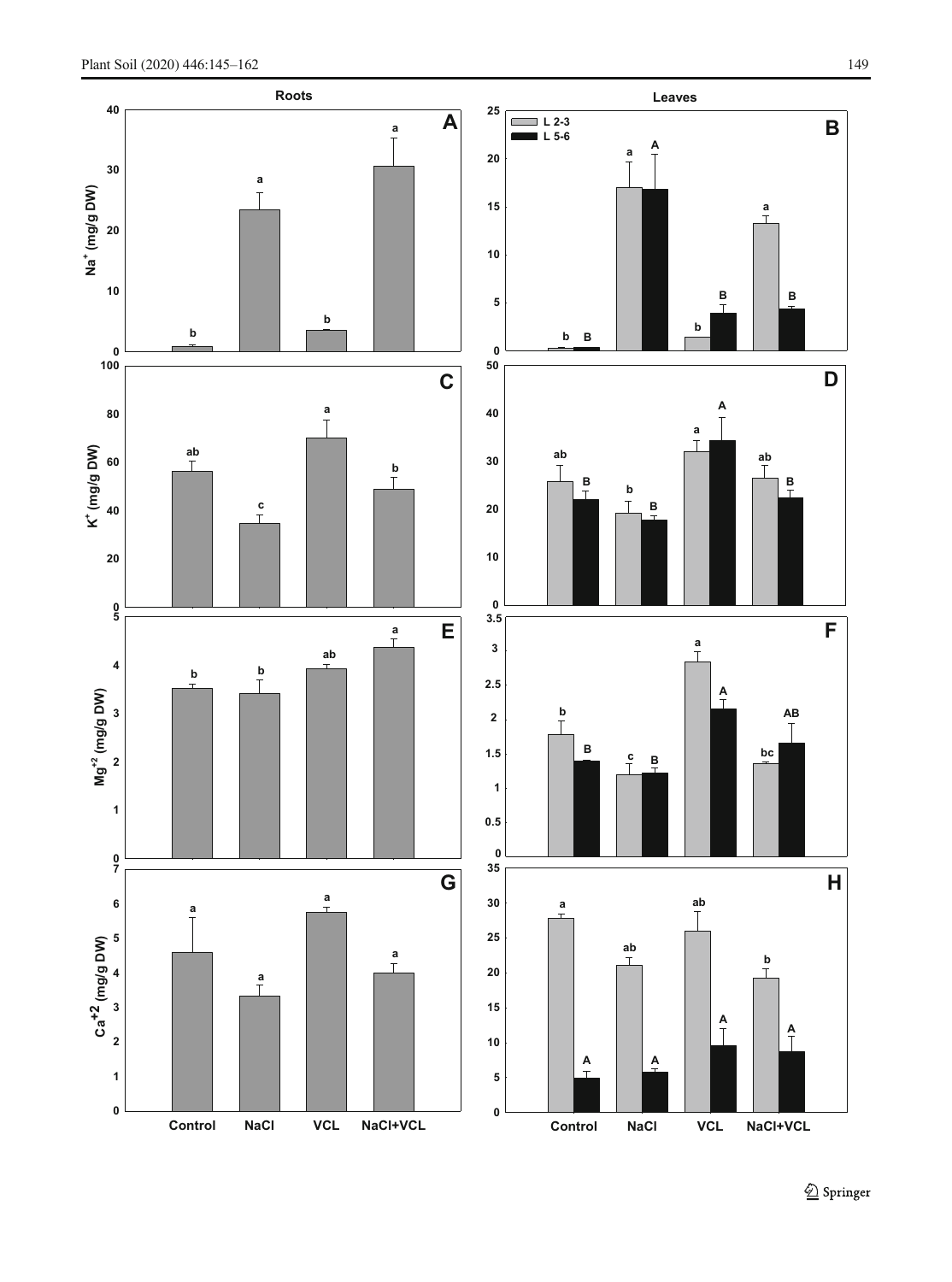**Roots**

**Leaves**

L 2-3

L 5-6

**A** — $Na^+$ (mg/g DW)

**B**

**C** — $K^+$ (mg/g DW)

**D**

**E** — $Mg^{+2}$ (mg/g DW)

**F**

**G** — $Ca^{+2}$ (mg/g DW)

**H**

Control NaCl VCL NaCl+VCL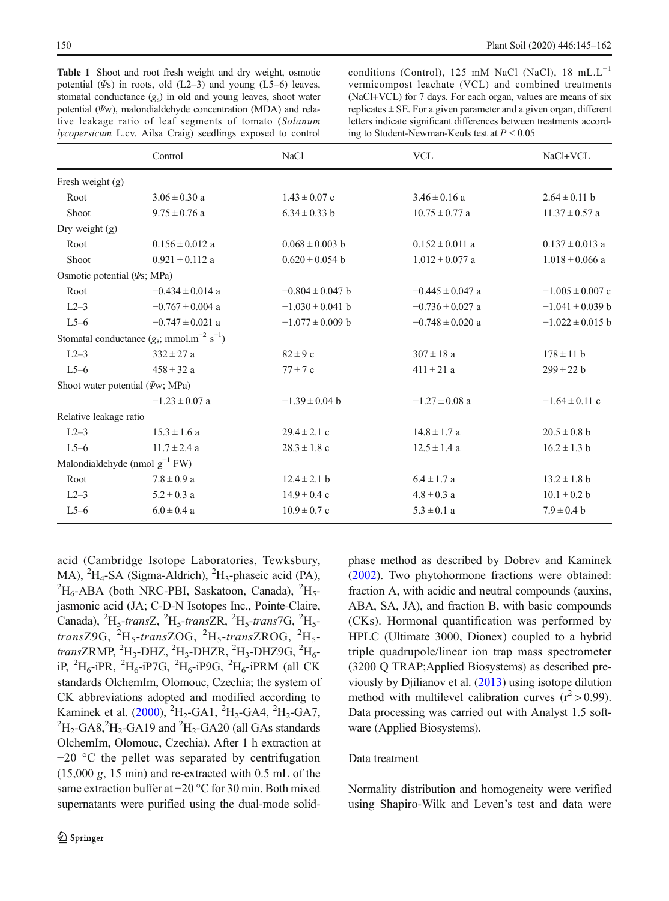**Table 1** Shoot and root fresh weight and dry weight, osmotic potential ($\Psi$s) in roots, old (L2–3) and young (L5–6) leaves, stomatal conductance ($g_s$) in old and young leaves, shoot water potential ($\Psi$w), malondialdehyde concentration (MDA) and relative leakage ratio of leaf segments of tomato (*Solanum lycopersicum* L.cv. Ailsa Craig) seedlings exposed to control conditions (Control), 125 mM NaCl (NaCl), 18 mL.L$^{-1}$ vermicompost leachate (VCL) and combined treatments (NaCl+VCL) for 7 days. For each organ, values are means of six replicates ± SE. For a given parameter and a given organ, different letters indicate significant differences between treatments according to Student-Newman-Keuls test at $P < 0.05$

| | Control | NaCl | VCL | NaCl+VCL |
|---|---|---|---|---|
| Fresh weight (g) | | | | |
| Root | 3.06 ± 0.30 a | 1.43 ± 0.07 c | 3.46 ± 0.16 a | 2.64 ± 0.11 b |
| Shoot | 9.75 ± 0.76 a | 6.34 ± 0.33 b | 10.75 ± 0.77 a | 11.37 ± 0.57 a |
| Dry weight (g) | | | | |
| Root | 0.156 ± 0.012 a | 0.068 ± 0.003 b | 0.152 ± 0.011 a | 0.137 ± 0.013 a |
| Shoot | 0.921 ± 0.112 a | 0.620 ± 0.054 b | 1.012 ± 0.077 a | 1.018 ± 0.066 a |
| Osmotic potential ($\Psi$s; MPa) | | | | |
| Root | −0.434 ± 0.014 a | −0.804 ± 0.047 b | −0.445 ± 0.047 a | −1.005 ± 0.007 c |
| L2–3 | −0.767 ± 0.004 a | −1.030 ± 0.041 b | −0.736 ± 0.027 a | −1.041 ± 0.039 b |
| L5–6 | −0.747 ± 0.021 a | −1.077 ± 0.009 b | −0.748 ± 0.020 a | −1.022 ± 0.015 b |
| Stomatal conductance ($g_s$; mmol.m$^{-2}$ s$^{-1}$) | | | | |
| L2–3 | 332 ± 27 a | 82 ± 9 c | 307 ± 18 a | 178 ± 11 b |
| L5–6 | 458 ± 32 a | 77 ± 7 c | 411 ± 21 a | 299 ± 22 b |
| Shoot water potential ($\Psi$w; MPa) | | | | |
| | −1.23 ± 0.07 a | −1.39 ± 0.04 b | −1.27 ± 0.08 a | −1.64 ± 0.11 c |
| Relative leakage ratio | | | | |
| L2–3 | 15.3 ± 1.6 a | 29.4 ± 2.1 c | 14.8 ± 1.7 a | 20.5 ± 0.8 b |
| L5–6 | 11.7 ± 2.4 a | 28.3 ± 1.8 c | 12.5 ± 1.4 a | 16.2 ± 1.3 b |
| Malondialdehyde (nmol g$^{-1}$ FW) | | | | |
| Root | 7.8 ± 0.9 a | 12.4 ± 2.1 b | 6.4 ± 1.7 a | 13.2 ± 1.8 b |
| L2–3 | 5.2 ± 0.3 a | 14.9 ± 0.4 c | 4.8 ± 0.3 a | 10.1 ± 0.2 b |
| L5–6 | 6.0 ± 0.4 a | 10.9 ± 0.7 c | 5.3 ± 0.1 a | 7.9 ± 0.4 b |

acid (Cambridge Isotope Laboratories, Tewksbury, MA), $^2H_4$-SA (Sigma-Aldrich), $^2H_3$-phaseic acid (PA), $^2H_6$-ABA (both NRC-PBI, Saskatoon, Canada), $^2H_5$-jasmonic acid (JA; C-D-N Isotopes Inc., Pointe-Claire, Canada), $^2H_5$-*trans*Z, $^2H_5$-*trans*ZR, $^2H_5$-*trans*7G, $^2H_5$-*trans*Z9G, $^2H_5$-*trans*ZOG, $^2H_5$-*trans*ZROG, $^2H_5$-*trans*ZRMP, $^2H_3$-DHZ, $^2H_3$-DHZR, $^2H_3$-DHZ9G, $^2H_6$-iP, $^2H_6$-iPR, $^2H_6$-iP7G, $^2H_6$-iP9G, $^2H_6$-iPRM (all CK standards OlchemIm, Olomouc, Czechia; the system of CK abbreviations adopted and modified according to Kaminek et al. (2000), $^2H_2$-GA1, $^2H_2$-GA4, $^2H_2$-GA7, $^2H_2$-GA8, $^2H_2$-GA19 and $^2H_2$-GA20 (all GAs standards OlchemIm, Olomouc, Czechia). After 1 h extraction at −20 °C the pellet was separated by centrifugation (15,000 *g*, 15 min) and re-extracted with 0.5 mL of the same extraction buffer at −20 °C for 30 min. Both mixed supernatants were purified using the dual-mode solid-phase method as described by Dobrev and Kaminek (2002). Two phytohormone fractions were obtained: fraction A, with acidic and neutral compounds (auxins, ABA, SA, JA), and fraction B, with basic compounds (CKs). Hormonal quantification was performed by HPLC (Ultimate 3000, Dionex) coupled to a hybrid triple quadrupole/linear ion trap mass spectrometer (3200 Q TRAP;Applied Biosystems) as described previously by Djilianov et al. (2013) using isotope dilution method with multilevel calibration curves ($r^2 > 0.99$). Data processing was carried out with Analyst 1.5 software (Applied Biosystems).

### Data treatment

Normality distribution and homogeneity were verified using Shapiro-Wilk and Leven's test and data were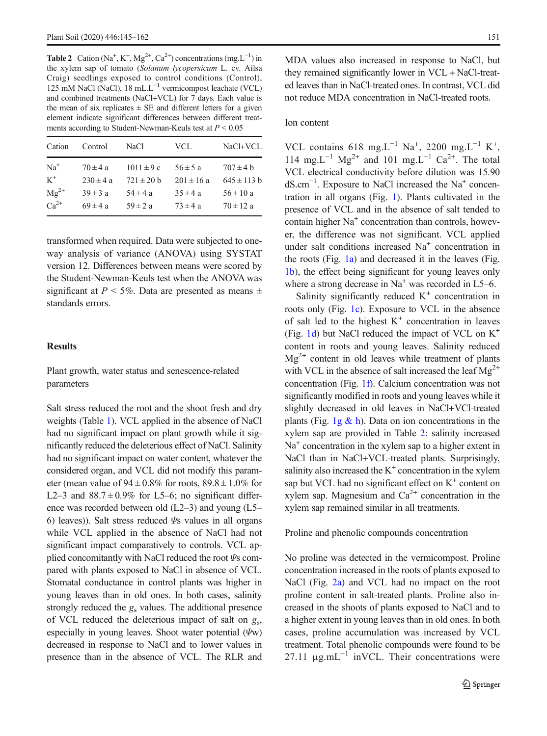**Table 2** Cation ($Na^+$, $K^+$, $Mg^{2+}$, $Ca^{2+}$) concentrations ($mg.L^{-1}$) in the xylem sap of tomato (*Solanum lycopersicum* L. cv. Ailsa Craig) seedlings exposed to control conditions (Control), 125 mM NaCl (NaCl), 18 $mL.L^{-1}$ vermicompost leachate (VCL) and combined treatments (NaCl+VCL) for 7 days. Each value is the mean of six replicates ± SE and different letters for a given element indicate significant differences between different treatments according to Student-Newman-Keuls test at $P < 0.05$

| Cation | Control | NaCl | VCL | NaCl+VCL |
|---|---|---|---|---|
| $Na^+$ | 70 ± 4 a | 1011 ± 9 c | 56 ± 5 a | 707 ± 4 b |
| $K^+$ | 230 ± 4 a | 721 ± 20 b | 201 ± 16 a | 645 ± 113 b |
| $Mg^{2+}$ | 39 ± 3 a | 54 ± 4 a | 35 ± 4 a | 56 ± 10 a |
| $Ca^{2+}$ | 69 ± 4 a | 59 ± 2 a | 73 ± 4 a | 70 ± 12 a |

transformed when required. Data were subjected to one-way analysis of variance (ANOVA) using SYSTAT version 12. Differences between means were scored by the Student-Newman-Keuls test when the ANOVA was significant at $P < 5\%$. Data are presented as means ± standards errors.

## Results

### Plant growth, water status and senescence-related parameters

Salt stress reduced the root and the shoot fresh and dry weights (Table 1). VCL applied in the absence of NaCl had no significant impact on plant growth while it significantly reduced the deleterious effect of NaCl. Salinity had no significant impact on water content, whatever the considered organ, and VCL did not modify this parameter (mean value of 94 ± 0.8% for roots, 89.8 ± 1.0% for L2–3 and 88.7 ± 0.9% for L5–6; no significant difference was recorded between old (L2–3) and young (L5–6) leaves)). Salt stress reduced $\Psi$s values in all organs while VCL applied in the absence of NaCl had not significant impact comparatively to controls. VCL applied concomitantly with NaCl reduced the root $\Psi$s compared with plants exposed to NaCl in absence of VCL. Stomatal conductance in control plants was higher in young leaves than in old ones. In both cases, salinity strongly reduced the $g_s$ values. The additional presence of VCL reduced the deleterious impact of salt on $g_s$, especially in young leaves. Shoot water potential ($\Psi$w) decreased in response to NaCl and to lower values in presence than in the absence of VCL. The RLR and MDA values also increased in response to NaCl, but they remained significantly lower in VCL + NaCl-treated leaves than in NaCl-treated ones. In contrast, VCL did not reduce MDA concentration in NaCl-treated roots.

### Ion content

VCL contains 618 $mg.L^{-1}$ $Na^+$, 2200 $mg.L^{-1}$ $K^+$, 114 $mg.L^{-1}$ $Mg^{2+}$ and 101 $mg.L^{-1}$ $Ca^{2+}$. The total VCL electrical conductivity before dilution was 15.90 $dS.cm^{-1}$. Exposure to NaCl increased the $Na^+$ concentration in all organs (Fig. 1). Plants cultivated in the presence of VCL and in the absence of salt tended to contain higher $Na^+$ concentration than controls, however, the difference was not significant. VCL applied under salt conditions increased $Na^+$ concentration in the roots (Fig. 1a) and decreased it in the leaves (Fig. 1b), the effect being significant for young leaves only where a strong decrease in $Na^+$ was recorded in L5–6.

Salinity significantly reduced $K^+$ concentration in roots only (Fig. 1c). Exposure to VCL in the absence of salt led to the highest $K^+$ concentration in leaves (Fig. 1d) but NaCl reduced the impact of VCL on $K^+$ content in roots and young leaves. Salinity reduced $Mg^{2+}$ content in old leaves while treatment of plants with VCL in the absence of salt increased the leaf $Mg^{2+}$ concentration (Fig. 1f). Calcium concentration was not significantly modified in roots and young leaves while it slightly decreased in old leaves in NaCl+VCl-treated plants (Fig. 1g & h). Data on ion concentrations in the xylem sap are provided in Table 2: salinity increased $Na^+$ concentration in the xylem sap to a higher extent in NaCl than in NaCl+VCL-treated plants. Surprisingly, salinity also increased the $K^+$ concentration in the xylem sap but VCL had no significant effect on $K^+$ content on xylem sap. Magnesium and $Ca^{2+}$ concentration in the xylem sap remained similar in all treatments.

### Proline and phenolic compounds concentration

No proline was detected in the vermicompost. Proline concentration increased in the roots of plants exposed to NaCl (Fig. 2a) and VCL had no impact on the root proline content in salt-treated plants. Proline also increased in the shoots of plants exposed to NaCl and to a higher extent in young leaves than in old ones. In both cases, proline accumulation was increased by VCL treatment. Total phenolic compounds were found to be 27.11 $\mu g.mL^{-1}$ inVCL. Their concentrations were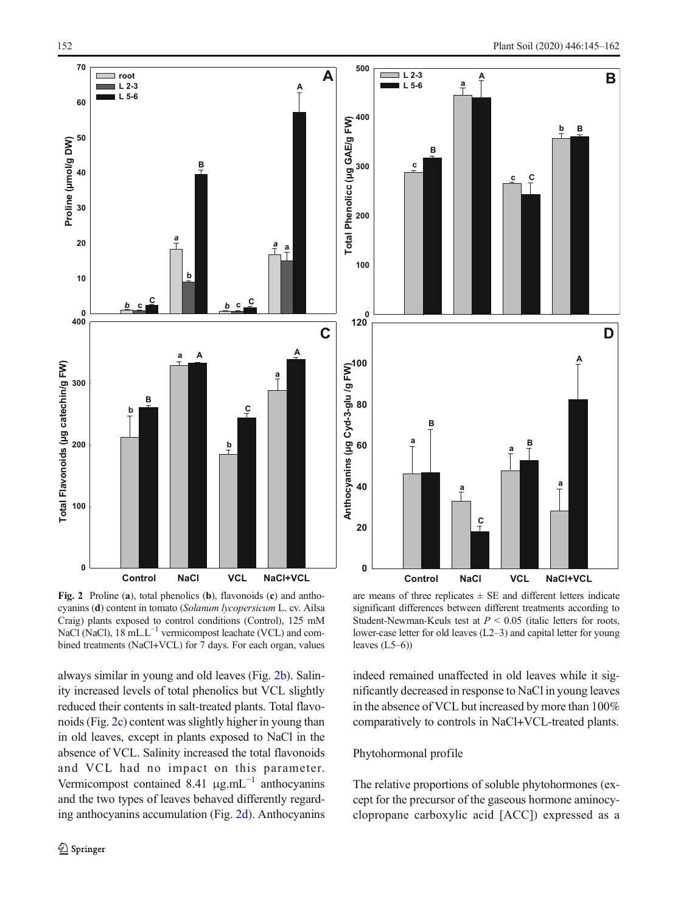**Fig. 2** Proline (**a**), total phenolics (**b**), flavonoids (**c**) and anthocyanins (**d**) content in tomato (*Solanum lycopersicum* L. cv. Ailsa Craig) plants exposed to control conditions (Control), 125 mM NaCl (NaCl), 18 mL.L$^{-1}$ vermicompost leachate (VCL) and combined treatments (NaCl+VCL) for 7 days. For each organ, values are means of three replicates ± SE and different letters indicate significant differences between different treatments according to Student-Newman-Keuls test at $P < 0.05$ (italic letters for roots, lower-case letter for old leaves (L2–3) and capital letter for young leaves (L5–6))

always similar in young and old leaves (Fig. 2b). Salinity increased levels of total phenolics but VCL slightly reduced their contents in salt-treated plants. Total flavonoids (Fig. 2c) content was slightly higher in young than in old leaves, except in plants exposed to NaCl in the absence of VCL. Salinity increased the total flavonoids and VCL had no impact on this parameter. Vermicompost contained 8.41 μg.mL$^{-1}$ anthocyanins and the two types of leaves behaved differently regarding anthocyanins accumulation (Fig. 2d). Anthocyanins indeed remained unaffected in old leaves while it significantly decreased in response to NaCl in young leaves in the absence of VCL but increased by more than 100% comparatively to controls in NaCl+VCL-treated plants.

### Phytohormonal profile

The relative proportions of soluble phytohormones (except for the precursor of the gaseous hormone aminocyclopropane carboxylic acid [ACC]) expressed as a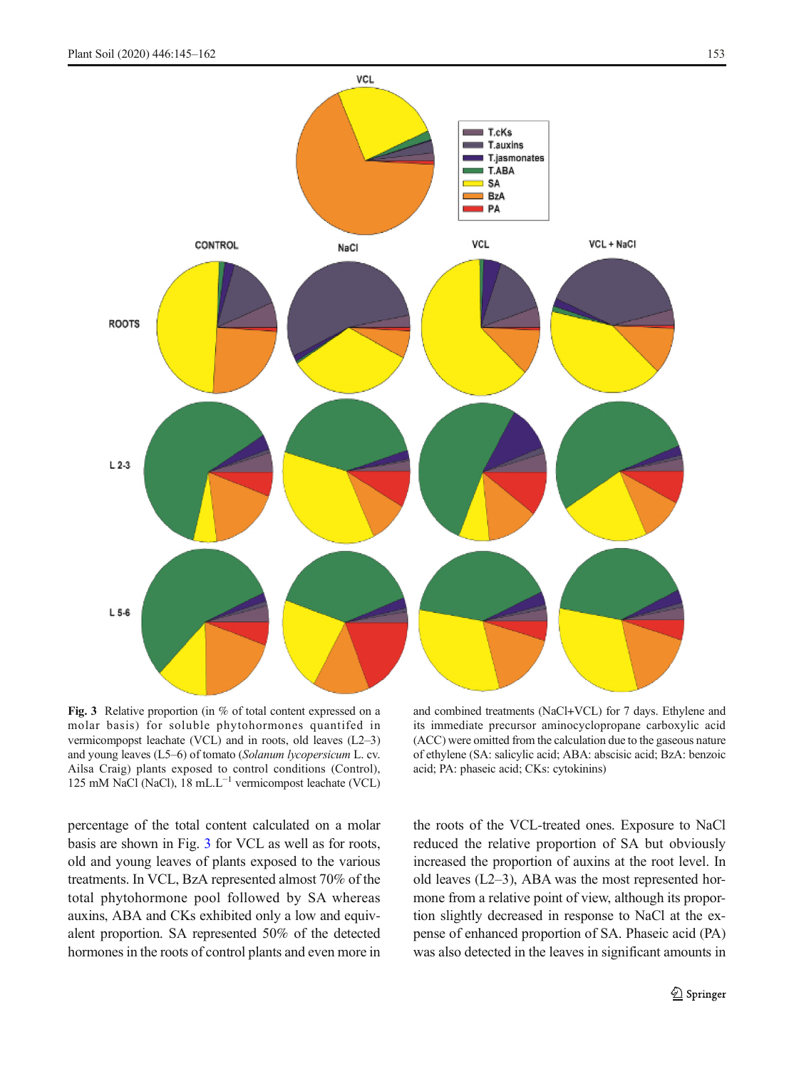**Fig. 3** Relative proportion (in % of total content expressed on a molar basis) for soluble phytohormones quantifed in vermicompopst leachate (VCL) and in roots, old leaves (L2–3) and young leaves (L5–6) of tomato (*Solanum lycopersicum* L. cv. Ailsa Craig) plants exposed to control conditions (Control), 125 mM NaCl (NaCl), 18 mL.L$^{-1}$ vermicompost leachate (VCL) and combined treatments (NaCl+VCL) for 7 days. Ethylene and its immediate precursor aminocyclopropane carboxylic acid (ACC) were omitted from the calculation due to the gaseous nature of ethylene (SA: salicylic acid; ABA: abscisic acid; BzA: benzoic acid; PA: phaseic acid; CKs: cytokinins)

percentage of the total content calculated on a molar basis are shown in Fig. 3 for VCL as well as for roots, old and young leaves of plants exposed to the various treatments. In VCL, BzA represented almost 70% of the total phytohormone pool followed by SA whereas auxins, ABA and CKs exhibited only a low and equivalent proportion. SA represented 50% of the detected hormones in the roots of control plants and even more in the roots of the VCL-treated ones. Exposure to NaCl reduced the relative proportion of SA but obviously increased the proportion of auxins at the root level. In old leaves (L2–3), ABA was the most represented hormone from a relative point of view, although its proportion slightly decreased in response to NaCl at the expense of enhanced proportion of SA. Phaseic acid (PA) was also detected in the leaves in significant amounts in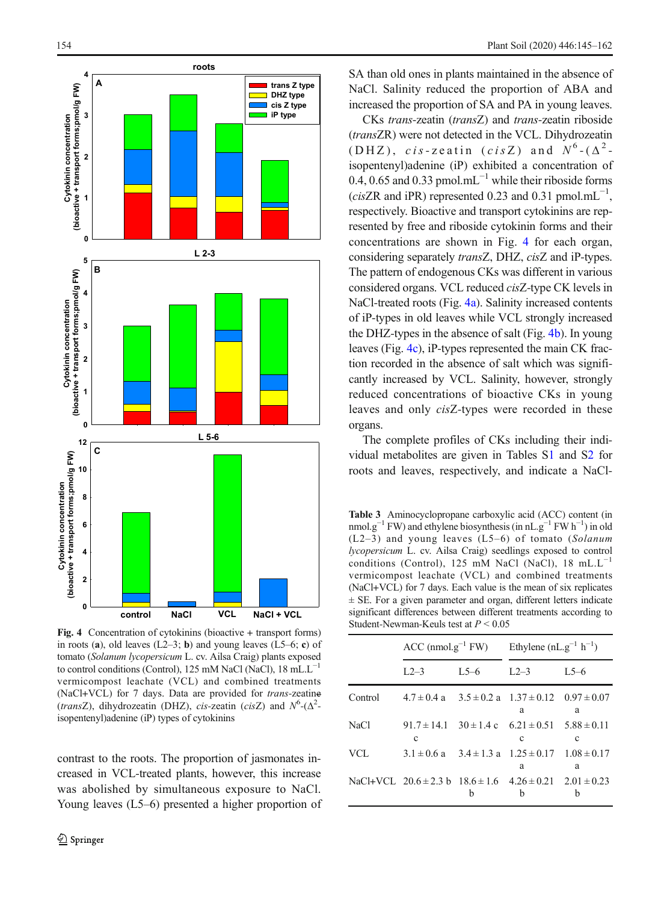Fig. 4 Concentration of cytokinins (bioactive + transport forms) in roots (**a**), old leaves (L2–3; **b**) and young leaves (L5–6; **c**) of tomato (*Solanum lycopersicum* L. cv. Ailsa Craig) plants exposed to control conditions (Control), 125 mM NaCl (NaCl), 18 mL.L$^{-1}$ vermicompost leachate (VCL) and combined treatments (NaCl+VCL) for 7 days. Data are provided for *trans*-zeatine (*trans*Z), dihydrozeatin (DHZ), *cis*-zeatin (*cis*Z) and $N^6$-($\Delta^2$-isopentenyl)adenine (iP) types of cytokinins

contrast to the roots. The proportion of jasmonates increased in VCL-treated plants, however, this increase was abolished by simultaneous exposure to NaCl. Young leaves (L5–6) presented a higher proportion of SA than old ones in plants maintained in the absence of NaCl. Salinity reduced the proportion of ABA and increased the proportion of SA and PA in young leaves.

CKs *trans*-zeatin (*trans*Z) and *trans*-zeatin riboside (*trans*ZR) were not detected in the VCL. Dihydrozeatin (DHZ), *cis*-zeatin (*cis*Z) and $N^6$-($\Delta^2$-isopentenyl)adenine (iP) exhibited a concentration of 0.4, 0.65 and 0.33 pmol.mL$^{-1}$ while their riboside forms (*cis*ZR and iPR) represented 0.23 and 0.31 pmol.mL$^{-1}$, respectively. Bioactive and transport cytokinins are represented by free and riboside cytokinin forms and their concentrations are shown in Fig. 4 for each organ, considering separately *trans*Z, DHZ, *cis*Z and iP-types. The pattern of endogenous CKs was different in various considered organs. VCL reduced *cis*Z-type CK levels in NaCl-treated roots (Fig. 4a). Salinity increased contents of iP-types in old leaves while VCL strongly increased the DHZ-types in the absence of salt (Fig. 4b). In young leaves (Fig. 4c), iP-types represented the main CK fraction recorded in the absence of salt which was significantly increased by VCL. Salinity, however, strongly reduced concentrations of bioactive CKs in young leaves and only *cis*Z-types were recorded in these organs.

The complete profiles of CKs including their individual metabolites are given in Tables S1 and S2 for roots and leaves, respectively, and indicate a NaCl-

**Table 3** Aminocyclopropane carboxylic acid (ACC) content (in nmol.g$^{-1}$ FW) and ethylene biosynthesis (in nL.g$^{-1}$ FW h$^{-1}$) in old (L2–3) and young leaves (L5–6) of tomato (*Solanum lycopersicum* L. cv. Ailsa Craig) seedlings exposed to control conditions (Control), 125 mM NaCl (NaCl), 18 mL.L$^{-1}$ vermicompost leachate (VCL) and combined treatments (NaCl+VCL) for 7 days. Each value is the mean of six replicates ± SE. For a given parameter and organ, different letters indicate significant differences between different treatments according to Student-Newman-Keuls test at $P < 0.05$

| | ACC (nmol.g$^{-1}$ FW) | | Ethylene (nL.g$^{-1}$ h$^{-1}$) | |
|---|---|---|---|---|
| | L2–3 | L5–6 | L2–3 | L5–6 |
| Control | 4.7 ± 0.4 a | 3.5 ± 0.2 a | 1.37 ± 0.12 a | 0.97 ± 0.07 a |
| NaCl | 91.7 ± 14.1 c | 30 ± 1.4 c | 6.21 ± 0.51 c | 5.88 ± 0.11 c |
| VCL | 3.1 ± 0.6 a | 3.4 ± 1.3 a | 1.25 ± 0.17 a | 1.08 ± 0.17 a |
| NaCl+VCL | 20.6 ± 2.3 b | 18.6 ± 1.6 b | 4.26 ± 0.21 b | 2.01 ± 0.23 b |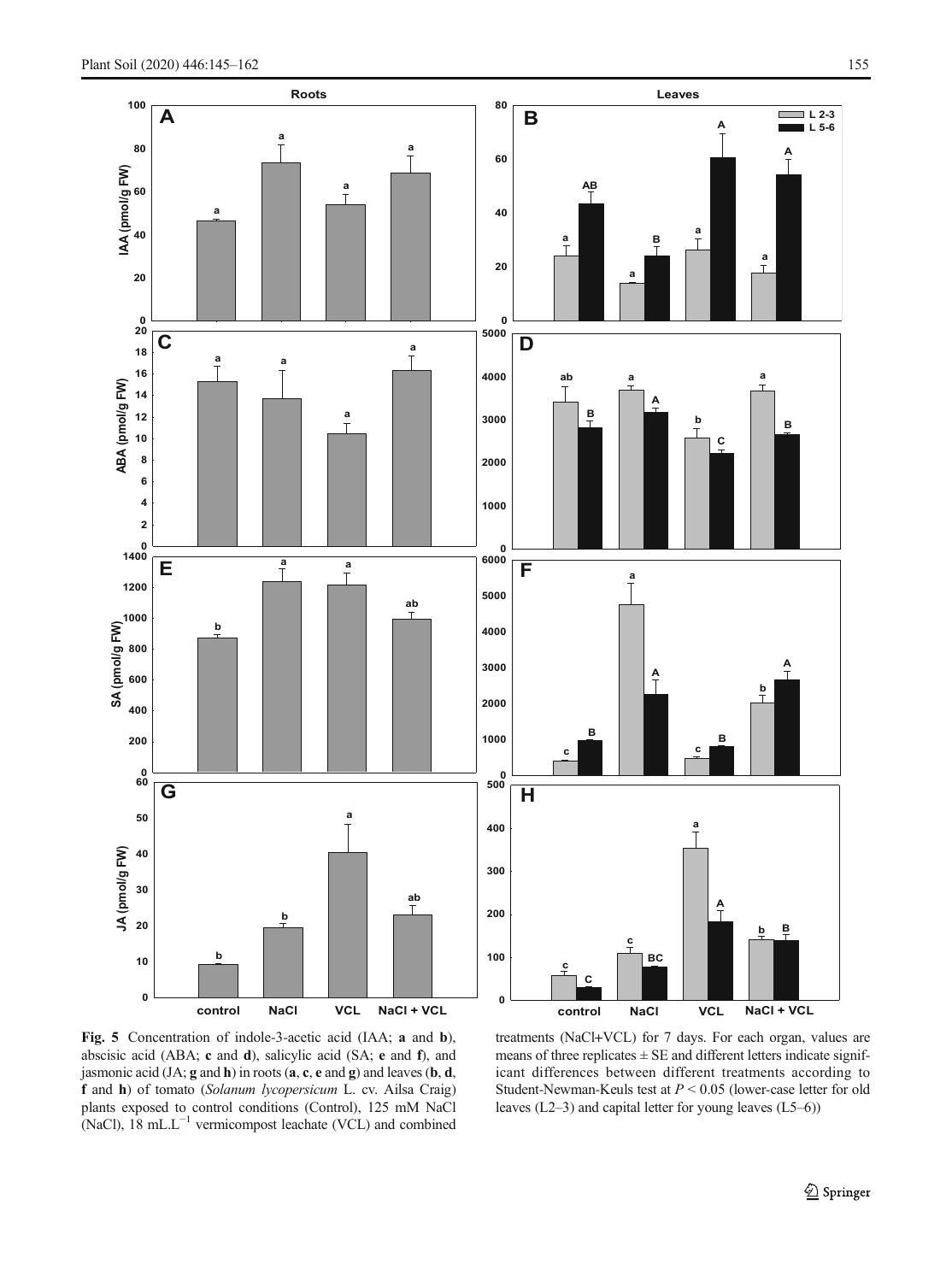**Fig. 5** Concentration of indole-3-acetic acid (IAA; **a** and **b**), abscisic acid (ABA; **c** and **d**), salicylic acid (SA; **e** and **f**), and jasmonic acid (JA; **g** and **h**) in roots (**a**, **c**, **e** and **g**) and leaves (**b**, **d**, **f** and **h**) of tomato (*Solanum lycopersicum* L. cv. Ailsa Craig) plants exposed to control conditions (Control), 125 mM NaCl (NaCl), 18 $mL.L^{-1}$ vermicompost leachate (VCL) and combined treatments (NaCl+VCL) for 7 days. For each organ, values are means of three replicates ± SE and different letters indicate significant differences between different treatments according to Student-Newman-Keuls test at $P < 0.05$ (lower-case letter for old leaves (L2–3) and capital letter for young leaves (L5–6))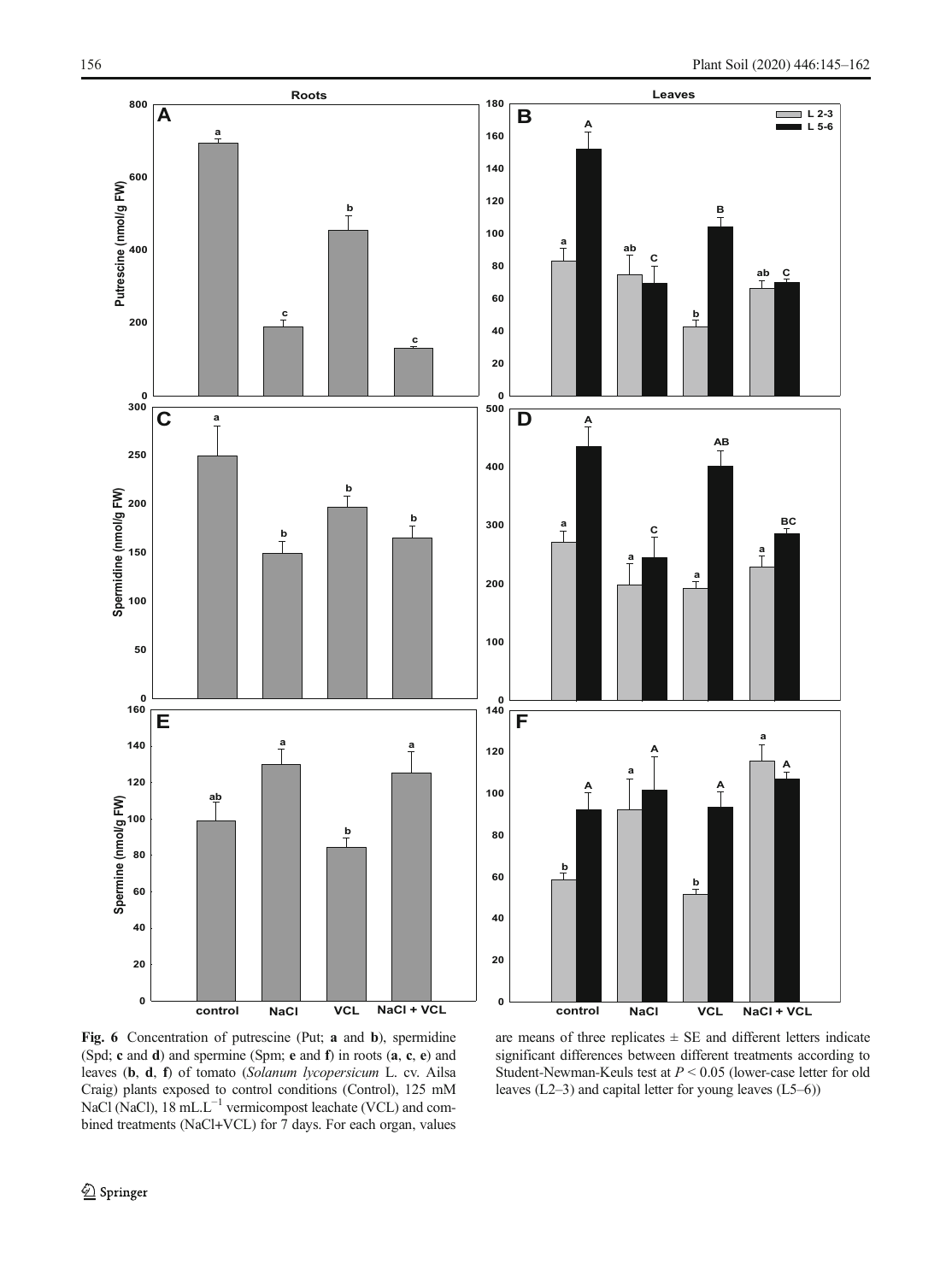Fig. 6 Concentration of putrescine (Put; **a** and **b**), spermidine (Spd; **c** and **d**) and spermine (Spm; **e** and **f**) in roots (**a**, **c**, **e**) and leaves (**b**, **d**, **f**) of tomato (*Solanum lycopersicum* L. cv. Ailsa Craig) plants exposed to control conditions (Control), 125 mM NaCl (NaCl), 18 $mL.L^{-1}$ vermicompost leachate (VCL) and combined treatments (NaCl+VCL) for 7 days. For each organ, values are means of three replicates ± SE and different letters indicate significant differences between different treatments according to Student-Newman-Keuls test at $P < 0.05$ (lower-case letter for old leaves (L2–3) and capital letter for young leaves (L5–6))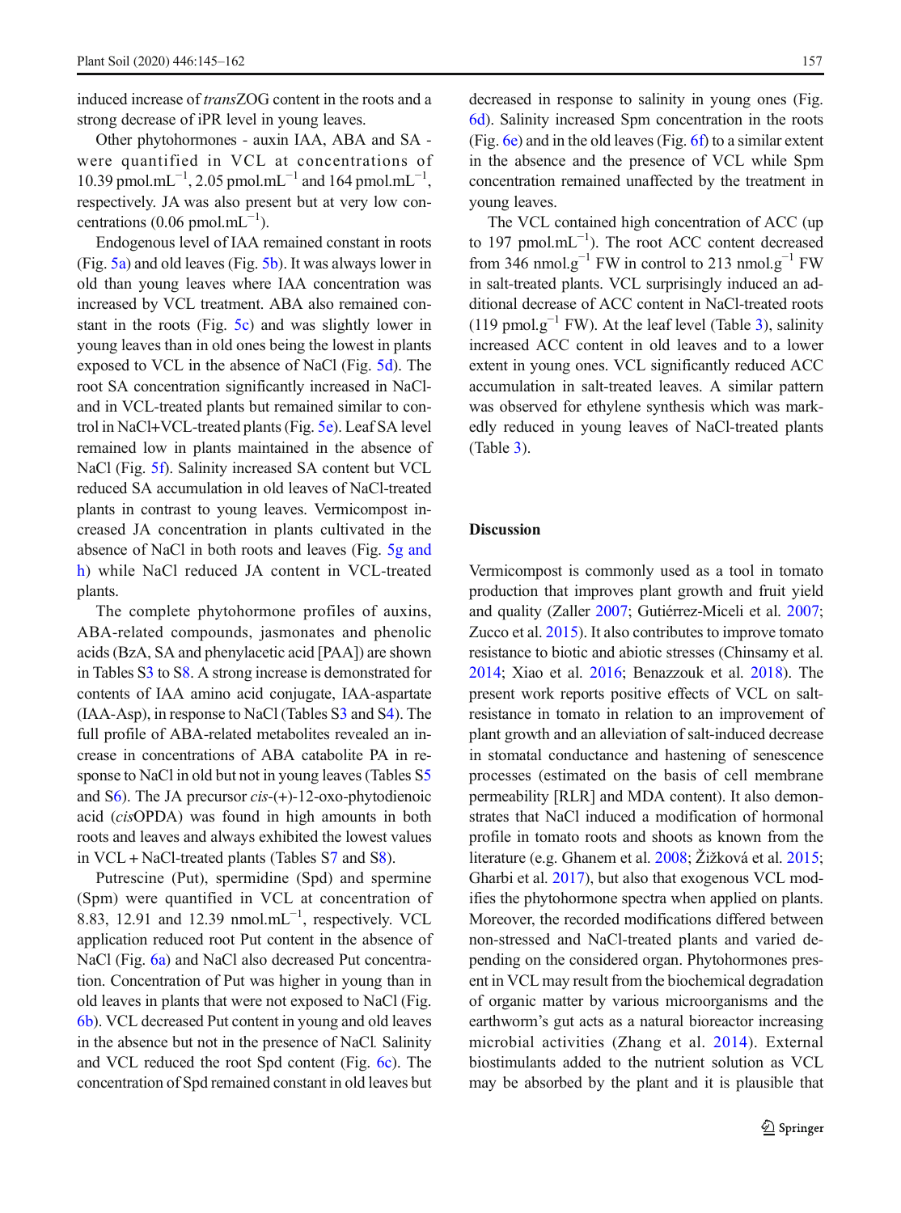induced increase of *trans*ZOG content in the roots and a strong decrease of iPR level in young leaves.

Other phytohormones - auxin IAA, ABA and SA - were quantified in VCL at concentrations of 10.39 pmol.mL$^{-1}$, 2.05 pmol.mL$^{-1}$ and 164 pmol.mL$^{-1}$, respectively. JA was also present but at very low concentrations (0.06 pmol.mL$^{-1}$).

Endogenous level of IAA remained constant in roots (Fig. 5a) and old leaves (Fig. 5b). It was always lower in old than young leaves where IAA concentration was increased by VCL treatment. ABA also remained constant in the roots (Fig. 5c) and was slightly lower in young leaves than in old ones being the lowest in plants exposed to VCL in the absence of NaCl (Fig. 5d). The root SA concentration significantly increased in NaCl- and in VCL-treated plants but remained similar to control in NaCl+VCL-treated plants (Fig. 5e). Leaf SA level remained low in plants maintained in the absence of NaCl (Fig. 5f). Salinity increased SA content but VCL reduced SA accumulation in old leaves of NaCl-treated plants in contrast to young leaves. Vermicompost increased JA concentration in plants cultivated in the absence of NaCl in both roots and leaves (Fig. 5g and h) while NaCl reduced JA content in VCL-treated plants.

The complete phytohormone profiles of auxins, ABA-related compounds, jasmonates and phenolic acids (BzA, SA and phenylacetic acid [PAA]) are shown in Tables S3 to S8. A strong increase is demonstrated for contents of IAA amino acid conjugate, IAA-aspartate (IAA-Asp), in response to NaCl (Tables S3 and S4). The full profile of ABA-related metabolites revealed an increase in concentrations of ABA catabolite PA in response to NaCl in old but not in young leaves (Tables S5 and S6). The JA precursor *cis*-(+)-12-oxo-phytodienoic acid (*cis*OPDA) was found in high amounts in both roots and leaves and always exhibited the lowest values in VCL + NaCl-treated plants (Tables S7 and S8).

Putrescine (Put), spermidine (Spd) and spermine (Spm) were quantified in VCL at concentration of 8.83, 12.91 and 12.39 nmol.mL$^{-1}$, respectively. VCL application reduced root Put content in the absence of NaCl (Fig. 6a) and NaCl also decreased Put concentration. Concentration of Put was higher in young than in old leaves in plants that were not exposed to NaCl (Fig. 6b). VCL decreased Put content in young and old leaves in the absence but not in the presence of NaCl. Salinity and VCL reduced the root Spd content (Fig. 6c). The concentration of Spd remained constant in old leaves but decreased in response to salinity in young ones (Fig. 6d). Salinity increased Spm concentration in the roots (Fig. 6e) and in the old leaves (Fig. 6f) to a similar extent in the absence and the presence of VCL while Spm concentration remained unaffected by the treatment in young leaves.

The VCL contained high concentration of ACC (up to 197 pmol.mL$^{-1}$). The root ACC content decreased from 346 nmol.g$^{-1}$ FW in control to 213 nmol.g$^{-1}$ FW in salt-treated plants. VCL surprisingly induced an additional decrease of ACC content in NaCl-treated roots (119 pmol.g$^{-1}$ FW). At the leaf level (Table 3), salinity increased ACC content in old leaves and to a lower extent in young ones. VCL significantly reduced ACC accumulation in salt-treated leaves. A similar pattern was observed for ethylene synthesis which was markedly reduced in young leaves of NaCl-treated plants (Table 3).

## Discussion

Vermicompost is commonly used as a tool in tomato production that improves plant growth and fruit yield and quality (Zaller 2007; Gutiérrez-Miceli et al. 2007; Zucco et al. 2015). It also contributes to improve tomato resistance to biotic and abiotic stresses (Chinsamy et al. 2014; Xiao et al. 2016; Benazzouk et al. 2018). The present work reports positive effects of VCL on salt-resistance in tomato in relation to an improvement of plant growth and an alleviation of salt-induced decrease in stomatal conductance and hastening of senescence processes (estimated on the basis of cell membrane permeability [RLR] and MDA content). It also demonstrates that NaCl induced a modification of hormonal profile in tomato roots and shoots as known from the literature (e.g. Ghanem et al. 2008; Žižková et al. 2015; Gharbi et al. 2017), but also that exogenous VCL modifies the phytohormone spectra when applied on plants. Moreover, the recorded modifications differed between non-stressed and NaCl-treated plants and varied depending on the considered organ. Phytohormones present in VCL may result from the biochemical degradation of organic matter by various microorganisms and the earthworm's gut acts as a natural bioreactor increasing microbial activities (Zhang et al. 2014). External biostimulants added to the nutrient solution as VCL may be absorbed by the plant and it is plausible that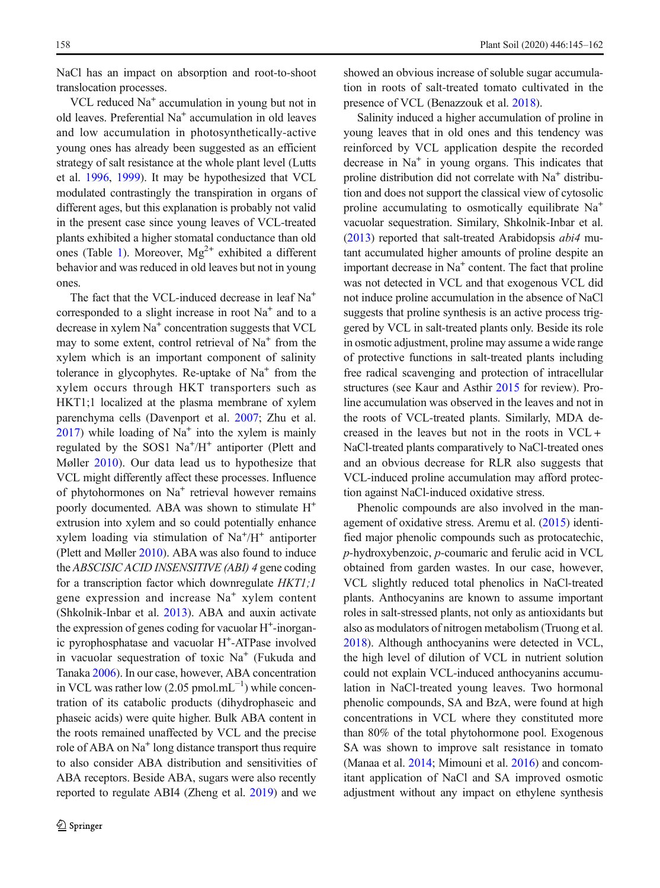NaCl has an impact on absorption and root-to-shoot translocation processes.

VCL reduced $Na^+$ accumulation in young but not in old leaves. Preferential $Na^+$ accumulation in old leaves and low accumulation in photosynthetically-active young ones has already been suggested as an efficient strategy of salt resistance at the whole plant level (Lutts et al. 1996, 1999). It may be hypothesized that VCL modulated contrastingly the transpiration in organs of different ages, but this explanation is probably not valid in the present case since young leaves of VCL-treated plants exhibited a higher stomatal conductance than old ones (Table 1). Moreover, $Mg^{2+}$ exhibited a different behavior and was reduced in old leaves but not in young ones.

The fact that the VCL-induced decrease in leaf $Na^+$ corresponded to a slight increase in root $Na^+$ and to a decrease in xylem $Na^+$ concentration suggests that VCL may to some extent, control retrieval of $Na^+$ from the xylem which is an important component of salinity tolerance in glycophytes. Re-uptake of $Na^+$ from the xylem occurs through HKT transporters such as HKT1;1 localized at the plasma membrane of xylem parenchyma cells (Davenport et al. 2007; Zhu et al. 2017) while loading of $Na^+$ into the xylem is mainly regulated by the SOS1 $Na^+/H^+$ antiporter (Plett and Møller 2010). Our data lead us to hypothesize that VCL might differently affect these processes. Influence of phytohormones on $Na^+$ retrieval however remains poorly documented. ABA was shown to stimulate $H^+$ extrusion into xylem and so could potentially enhance xylem loading via stimulation of $Na^+/H^+$ antiporter (Plett and Møller 2010). ABA was also found to induce the *ABSCISIC ACID INSENSITIVE (ABI) 4* gene coding for a transcription factor which downregulate *HKT1;1* gene expression and increase $Na^+$ xylem content (Shkolnik-Inbar et al. 2013). ABA and auxin activate the expression of genes coding for vacuolar $H^+$-inorganic pyrophosphatase and vacuolar $H^+$-ATPase involved in vacuolar sequestration of toxic $Na^+$ (Fukuda and Tanaka 2006). In our case, however, ABA concentration in VCL was rather low (2.05 $pmol.mL^{-1}$) while concentration of its catabolic products (dihydrophaseic and phaseic acids) were quite higher. Bulk ABA content in the roots remained unaffected by VCL and the precise role of ABA on $Na^+$ long distance transport thus require to also consider ABA distribution and sensitivities of ABA receptors. Beside ABA, sugars were also recently reported to regulate ABI4 (Zheng et al. 2019) and we showed an obvious increase of soluble sugar accumulation in roots of salt-treated tomato cultivated in the presence of VCL (Benazzouk et al. 2018).

Salinity induced a higher accumulation of proline in young leaves that in old ones and this tendency was reinforced by VCL application despite the recorded decrease in $Na^+$ in young organs. This indicates that proline distribution did not correlate with $Na^+$ distribution and does not support the classical view of cytosolic proline accumulating to osmotically equilibrate $Na^+$ vacuolar sequestration. Similary, Shkolnik-Inbar et al. (2013) reported that salt-treated Arabidopsis *abi4* mutant accumulated higher amounts of proline despite an important decrease in $Na^+$ content. The fact that proline was not detected in VCL and that exogenous VCL did not induce proline accumulation in the absence of NaCl suggests that proline synthesis is an active process triggered by VCL in salt-treated plants only. Beside its role in osmotic adjustment, proline may assume a wide range of protective functions in salt-treated plants including free radical scavenging and protection of intracellular structures (see Kaur and Asthir 2015 for review). Proline accumulation was observed in the leaves and not in the roots of VCL-treated plants. Similarly, MDA decreased in the leaves but not in the roots in VCL + NaCl-treated plants comparatively to NaCl-treated ones and an obvious decrease for RLR also suggests that VCL-induced proline accumulation may afford protection against NaCl-induced oxidative stress.

Phenolic compounds are also involved in the management of oxidative stress. Aremu et al. (2015) identified major phenolic compounds such as protocatechic, *p*-hydroxybenzoic, *p*-coumaric and ferulic acid in VCL obtained from garden wastes. In our case, however, VCL slightly reduced total phenolics in NaCl-treated plants. Anthocyanins are known to assume important roles in salt-stressed plants, not only as antioxidants but also as modulators of nitrogen metabolism (Truong et al. 2018). Although anthocyanins were detected in VCL, the high level of dilution of VCL in nutrient solution could not explain VCL-induced anthocyanins accumulation in NaCl-treated young leaves. Two hormonal phenolic compounds, SA and BzA, were found at high concentrations in VCL where they constituted more than 80% of the total phytohormone pool. Exogenous SA was shown to improve salt resistance in tomato (Manaa et al. 2014; Mimouni et al. 2016) and concomitant application of NaCl and SA improved osmotic adjustment without any impact on ethylene synthesis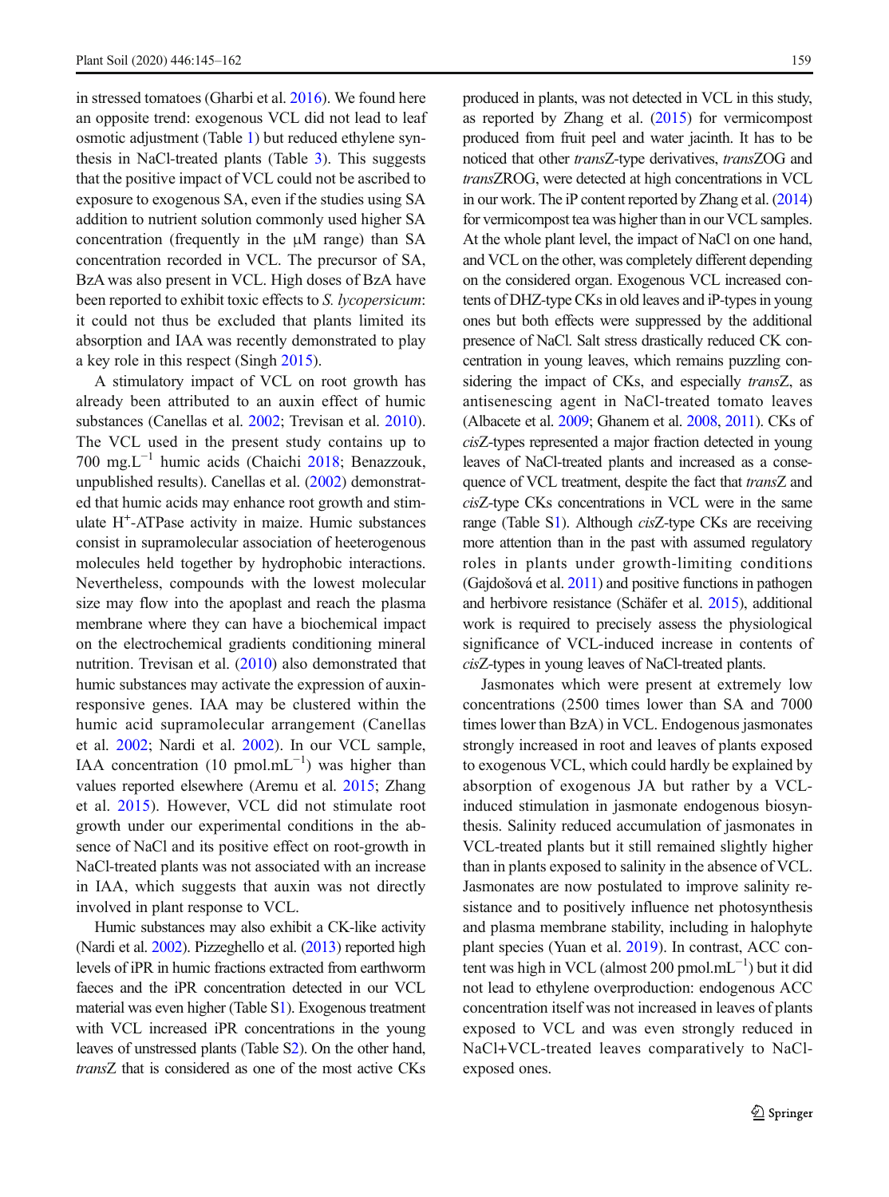in stressed tomatoes (Gharbi et al. 2016). We found here an opposite trend: exogenous VCL did not lead to leaf osmotic adjustment (Table 1) but reduced ethylene synthesis in NaCl-treated plants (Table 3). This suggests that the positive impact of VCL could not be ascribed to exposure to exogenous SA, even if the studies using SA addition to nutrient solution commonly used higher SA concentration (frequently in the μM range) than SA concentration recorded in VCL. The precursor of SA, BzA was also present in VCL. High doses of BzA have been reported to exhibit toxic effects to *S. lycopersicum*: it could not thus be excluded that plants limited its absorption and IAA was recently demonstrated to play a key role in this respect (Singh 2015).

A stimulatory impact of VCL on root growth has already been attributed to an auxin effect of humic substances (Canellas et al. 2002; Trevisan et al. 2010). The VCL used in the present study contains up to 700 mg.L$^{-1}$ humic acids (Chaichi 2018; Benazzouk, unpublished results). Canellas et al. (2002) demonstrated that humic acids may enhance root growth and stimulate $H^+$-ATPase activity in maize. Humic substances consist in supramolecular association of heeterogenous molecules held together by hydrophobic interactions. Nevertheless, compounds with the lowest molecular size may flow into the apoplast and reach the plasma membrane where they can have a biochemical impact on the electrochemical gradients conditioning mineral nutrition. Trevisan et al. (2010) also demonstrated that humic substances may activate the expression of auxin-responsive genes. IAA may be clustered within the humic acid supramolecular arrangement (Canellas et al. 2002; Nardi et al. 2002). In our VCL sample, IAA concentration (10 pmol.mL$^{-1}$) was higher than values reported elsewhere (Aremu et al. 2015; Zhang et al. 2015). However, VCL did not stimulate root growth under our experimental conditions in the absence of NaCl and its positive effect on root-growth in NaCl-treated plants was not associated with an increase in IAA, which suggests that auxin was not directly involved in plant response to VCL.

Humic substances may also exhibit a CK-like activity (Nardi et al. 2002). Pizzeghello et al. (2013) reported high levels of iPR in humic fractions extracted from earthworm faeces and the iPR concentration detected in our VCL material was even higher (Table S1). Exogenous treatment with VCL increased iPR concentrations in the young leaves of unstressed plants (Table S2). On the other hand, *trans*Z that is considered as one of the most active CKs produced in plants, was not detected in VCL in this study, as reported by Zhang et al. (2015) for vermicompost produced from fruit peel and water jacinth. It has to be noticed that other *trans*Z-type derivatives, *trans*ZOG and *trans*ZROG, were detected at high concentrations in VCL in our work. The iP content reported by Zhang et al. (2014) for vermicompost tea was higher than in our VCL samples. At the whole plant level, the impact of NaCl on one hand, and VCL on the other, was completely different depending on the considered organ. Exogenous VCL increased contents of DHZ-type CKs in old leaves and iP-types in young ones but both effects were suppressed by the additional presence of NaCl. Salt stress drastically reduced CK concentration in young leaves, which remains puzzling considering the impact of CKs, and especially *trans*Z, as antisenescing agent in NaCl-treated tomato leaves (Albacete et al. 2009; Ghanem et al. 2008, 2011). CKs of *cis*Z-types represented a major fraction detected in young leaves of NaCl-treated plants and increased as a consequence of VCL treatment, despite the fact that *trans*Z and *cis*Z-type CKs concentrations in VCL were in the same range (Table S1). Although *cis*Z-type CKs are receiving more attention than in the past with assumed regulatory roles in plants under growth-limiting conditions (Gajdošová et al. 2011) and positive functions in pathogen and herbivore resistance (Schäfer et al. 2015), additional work is required to precisely assess the physiological significance of VCL-induced increase in contents of *cis*Z-types in young leaves of NaCl-treated plants.

Jasmonates which were present at extremely low concentrations (2500 times lower than SA and 7000 times lower than BzA) in VCL. Endogenous jasmonates strongly increased in root and leaves of plants exposed to exogenous VCL, which could hardly be explained by absorption of exogenous JA but rather by a VCL-induced stimulation in jasmonate endogenous biosynthesis. Salinity reduced accumulation of jasmonates in VCL-treated plants but it still remained slightly higher than in plants exposed to salinity in the absence of VCL. Jasmonates are now postulated to improve salinity resistance and to positively influence net photosynthesis and plasma membrane stability, including in halophyte plant species (Yuan et al. 2019). In contrast, ACC content was high in VCL (almost 200 pmol.mL$^{-1}$) but it did not lead to ethylene overproduction: endogenous ACC concentration itself was not increased in leaves of plants exposed to VCL and was even strongly reduced in NaCl+VCL-treated leaves comparatively to NaCl-exposed ones.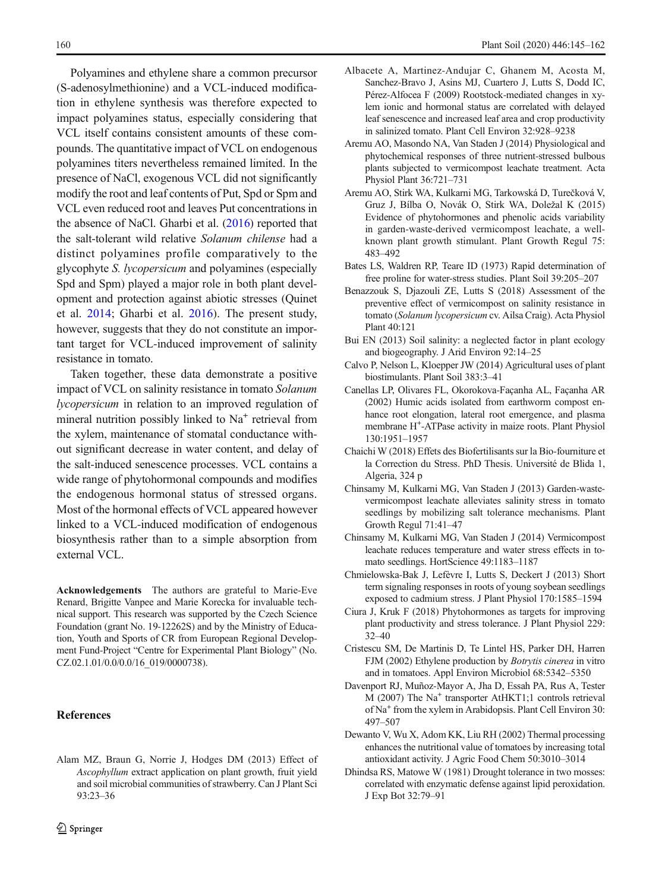Polyamines and ethylene share a common precursor (S-adenosylmethionine) and a VCL-induced modification in ethylene synthesis was therefore expected to impact polyamines status, especially considering that VCL itself contains consistent amounts of these compounds. The quantitative impact of VCL on endogenous polyamines titers nevertheless remained limited. In the presence of NaCl, exogenous VCL did not significantly modify the root and leaf contents of Put, Spd or Spm and VCL even reduced root and leaves Put concentrations in the absence of NaCl. Gharbi et al. (2016) reported that the salt-tolerant wild relative *Solanum chilense* had a distinct polyamines profile comparatively to the glycophyte *S. lycopersicum* and polyamines (especially Spd and Spm) played a major role in both plant development and protection against abiotic stresses (Quinet et al. 2014; Gharbi et al. 2016). The present study, however, suggests that they do not constitute an important target for VCL-induced improvement of salinity resistance in tomato.

Taken together, these data demonstrate a positive impact of VCL on salinity resistance in tomato *Solanum lycopersicum* in relation to an improved regulation of mineral nutrition possibly linked to $Na^+$ retrieval from the xylem, maintenance of stomatal conductance without significant decrease in water content, and delay of the salt-induced senescence processes. VCL contains a wide range of phytohormonal compounds and modifies the endogenous hormonal status of stressed organs. Most of the hormonal effects of VCL appeared however linked to a VCL-induced modification of endogenous biosynthesis rather than to a simple absorption from external VCL.

**Acknowledgements** The authors are grateful to Marie-Eve Renard, Brigitte Vanpee and Marie Korecka for invaluable technical support. This research was supported by the Czech Science Foundation (grant No. 19-12262S) and by the Ministry of Education, Youth and Sports of CR from European Regional Development Fund-Project "Centre for Experimental Plant Biology" (No. CZ.02.1.01/0.0/0.0/16_019/0000738).

## References

Alam MZ, Braun G, Norrie J, Hodges DM (2013) Effect of *Ascophyllum* extract application on plant growth, fruit yield and soil microbial communities of strawberry. Can J Plant Sci 93:23–36

Albacete A, Martinez-Andujar C, Ghanem M, Acosta M, Sanchez-Bravo J, Asins MJ, Cuartero J, Lutts S, Dodd IC, Pérez-Alfocea F (2009) Rootstock-mediated changes in xylem ionic and hormonal status are correlated with delayed leaf senescence and increased leaf area and crop productivity in salinized tomato. Plant Cell Environ 32:928–9238

Aremu AO, Masondo NA, Van Staden J (2014) Physiological and phytochemical responses of three nutrient-stressed bulbous plants subjected to vermicompost leachate treatment. Acta Physiol Plant 36:721–731

Aremu AO, Stirk WA, Kulkarni MG, Tarkowská D, Turečková V, Gruz J, Bílba O, Novák O, Stirk WA, Doležal K (2015) Evidence of phytohormones and phenolic acids variability in garden-waste-derived vermicompost leachate, a well-known plant growth stimulant. Plant Growth Regul 75: 483–492

Bates LS, Waldren RP, Teare ID (1973) Rapid determination of free proline for water-stress studies. Plant Soil 39:205–207

Benazzouk S, Djazouli ZE, Lutts S (2018) Assessment of the preventive effect of vermicompost on salinity resistance in tomato (*Solanum lycopersicum* cv. Ailsa Craig). Acta Physiol Plant 40:121

Bui EN (2013) Soil salinity: a neglected factor in plant ecology and biogeography. J Arid Environ 92:14–25

Calvo P, Nelson L, Kloepper JW (2014) Agricultural uses of plant biostimulants. Plant Soil 383:3–41

Canellas LP, Olivares FL, Okorokova-Façanha AL, Façanha AR (2002) Humic acids isolated from earthworm compost enhance root elongation, lateral root emergence, and plasma membrane $H^+$-ATPase activity in maize roots. Plant Physiol 130:1951–1957

Chaichi W (2018) Effets des Biofertilisants sur la Bio-fourniture et la Correction du Stress. PhD Thesis. Université de Blida 1, Algeria, 324 p

Chinsamy M, Kulkarni MG, Van Staden J (2013) Garden-waste-vermicompost leachate alleviates salinity stress in tomato seedlings by mobilizing salt tolerance mechanisms. Plant Growth Regul 71:41–47

Chinsamy M, Kulkarni MG, Van Staden J (2014) Vermicompost leachate reduces temperature and water stress effects in tomato seedlings. HortScience 49:1183–1187

Chmielowska-Bak J, Lefèvre I, Lutts S, Deckert J (2013) Short term signaling responses in roots of young soybean seedlings exposed to cadmium stress. J Plant Physiol 170:1585–1594

Ciura J, Kruk F (2018) Phytohormones as targets for improving plant productivity and stress tolerance. J Plant Physiol 229: 32–40

Cristescu SM, De Martinis D, Te Lintel HS, Parker DH, Harren FJM (2002) Ethylene production by *Botrytis cinerea* in vitro and in tomatoes. Appl Environ Microbiol 68:5342–5350

Davenport RJ, Muñoz-Mayor A, Jha D, Essah PA, Rus A, Tester M (2007) The $Na^+$ transporter AtHKT1;1 controls retrieval of $Na^+$ from the xylem in Arabidopsis. Plant Cell Environ 30: 497–507

Dewanto V, Wu X, Adom KK, Liu RH (2002) Thermal processing enhances the nutritional value of tomatoes by increasing total antioxidant activity. J Agric Food Chem 50:3010–3014

Dhindsa RS, Matowe W (1981) Drought tolerance in two mosses: correlated with enzymatic defense against lipid peroxidation. J Exp Bot 32:79–91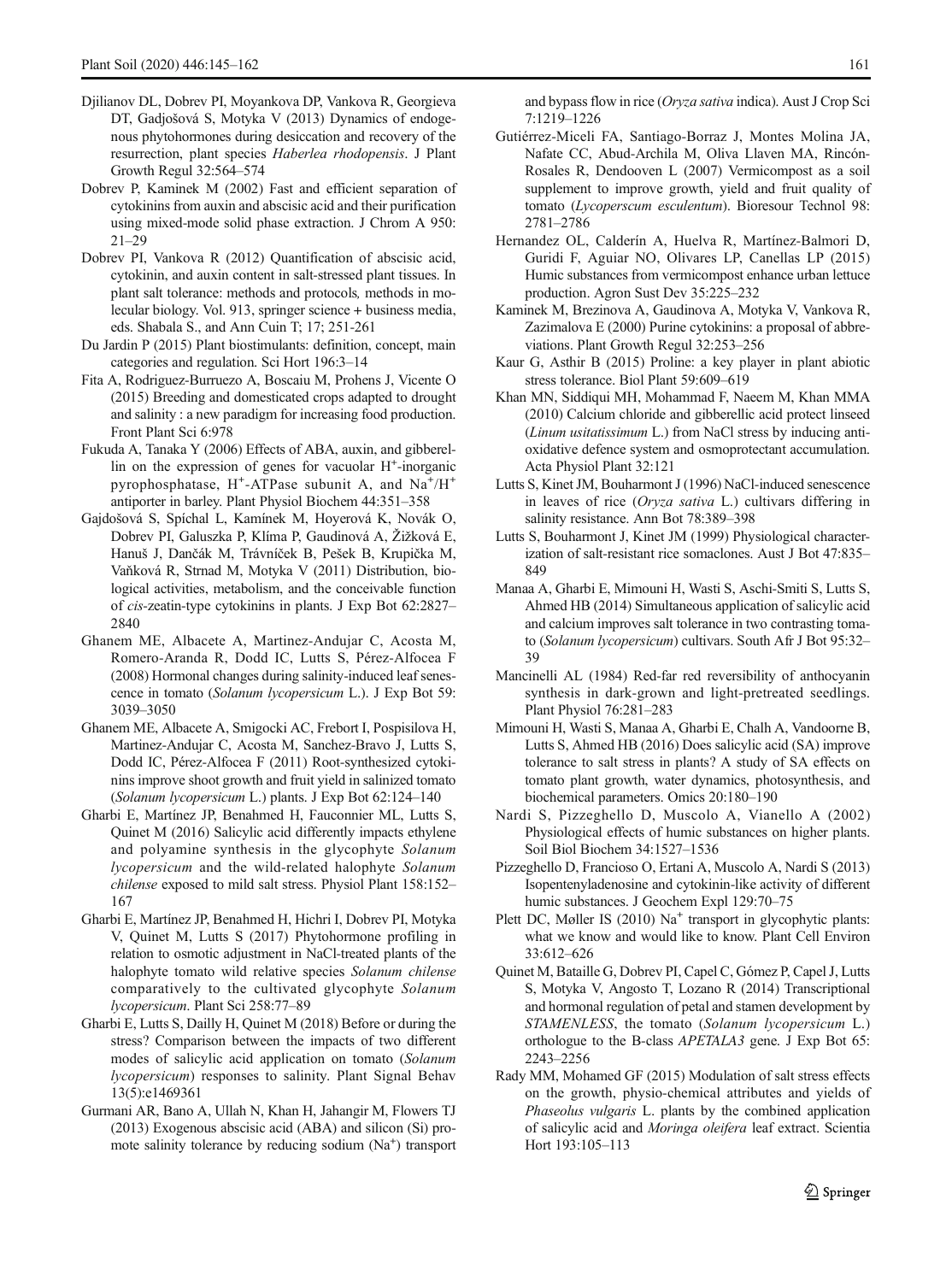Djilianov DL, Dobrev PI, Moyankova DP, Vankova R, Georgieva DT, Gadjošová S, Motyka V (2013) Dynamics of endogenous phytohormones during desiccation and recovery of the resurrection, plant species *Haberlea rhodopensis*. J Plant Growth Regul 32:564–574

Dobrev P, Kaminek M (2002) Fast and efficient separation of cytokinins from auxin and abscisic acid and their purification using mixed-mode solid phase extraction. J Chrom A 950: 21–29

Dobrev PI, Vankova R (2012) Quantification of abscisic acid, cytokinin, and auxin content in salt-stressed plant tissues. In plant salt tolerance: methods and protocols*,* methods in molecular biology. Vol. 913, springer science + business media, eds. Shabala S., and Ann Cuin T; 17; 251-261

Du Jardin P (2015) Plant biostimulants: definition, concept, main categories and regulation. Sci Hort 196:3–14

Fita A, Rodriguez-Burruezo A, Boscaiu M, Prohens J, Vicente O (2015) Breeding and domesticated crops adapted to drought and salinity : a new paradigm for increasing food production. Front Plant Sci 6:978

Fukuda A, Tanaka Y (2006) Effects of ABA, auxin, and gibberellin on the expression of genes for vacuolar $H^+$-inorganic pyrophosphatase, $H^+$-ATPase subunit A, and $Na^+/H^+$ antiporter in barley. Plant Physiol Biochem 44:351–358

Gajdošová S, Spíchal L, Kamínek M, Hoyerová K, Novák O, Dobrev PI, Galuszka P, Klíma P, Gaudinová A, Žižková E, Hanuš J, Dančák M, Trávníček B, Pešek B, Krupička M, Vaňková R, Strnad M, Motyka V (2011) Distribution, biological activities, metabolism, and the conceivable function of *cis*-zeatin-type cytokinins in plants. J Exp Bot 62:2827–2840

Ghanem ME, Albacete A, Martinez-Andujar C, Acosta M, Romero-Aranda R, Dodd IC, Lutts S, Pérez-Alfocea F (2008) Hormonal changes during salinity-induced leaf senescence in tomato (*Solanum lycopersicum* L.). J Exp Bot 59: 3039–3050

Ghanem ME, Albacete A, Smigocki AC, Frebort I, Pospisilova H, Martinez-Andujar C, Acosta M, Sanchez-Bravo J, Lutts S, Dodd IC, Pérez-Alfocea F (2011) Root-synthesized cytokinins improve shoot growth and fruit yield in salinized tomato (*Solanum lycopersicum* L.) plants. J Exp Bot 62:124–140

Gharbi E, Martínez JP, Benahmed H, Fauconnier ML, Lutts S, Quinet M (2016) Salicylic acid differently impacts ethylene and polyamine synthesis in the glycophyte *Solanum lycopersicum* and the wild-related halophyte *Solanum chilense* exposed to mild salt stress. Physiol Plant 158:152–167

Gharbi E, Martínez JP, Benahmed H, Hichri I, Dobrev PI, Motyka V, Quinet M, Lutts S (2017) Phytohormone profiling in relation to osmotic adjustment in NaCl-treated plants of the halophyte tomato wild relative species *Solanum chilense* comparatively to the cultivated glycophyte *Solanum lycopersicum*. Plant Sci 258:77–89

Gharbi E, Lutts S, Dailly H, Quinet M (2018) Before or during the stress? Comparison between the impacts of two different modes of salicylic acid application on tomato (*Solanum lycopersicum*) responses to salinity. Plant Signal Behav 13(5):e1469361

Gurmani AR, Bano A, Ullah N, Khan H, Jahangir M, Flowers TJ (2013) Exogenous abscisic acid (ABA) and silicon (Si) promote salinity tolerance by reducing sodium ($Na^+$) transport and bypass flow in rice (*Oryza sativa* indica). Aust J Crop Sci 7:1219–1226

Gutiérrez-Miceli FA, Santiago-Borraz J, Montes Molina JA, Nafate CC, Abud-Archila M, Oliva Llaven MA, Rincón-Rosales R, Dendooven L (2007) Vermicompost as a soil supplement to improve growth, yield and fruit quality of tomato (*Lycoperscum esculentum*). Bioresour Technol 98: 2781–2786

Hernandez OL, Calderín A, Huelva R, Martínez-Balmori D, Guridi F, Aguiar NO, Olivares LP, Canellas LP (2015) Humic substances from vermicompost enhance urban lettuce production. Agron Sust Dev 35:225–232

Kaminek M, Brezinova A, Gaudinova A, Motyka V, Vankova R, Zazimalova E (2000) Purine cytokinins: a proposal of abbreviations. Plant Growth Regul 32:253–256

Kaur G, Asthir B (2015) Proline: a key player in plant abiotic stress tolerance. Biol Plant 59:609–619

Khan MN, Siddiqui MH, Mohammad F, Naeem M, Khan MMA (2010) Calcium chloride and gibberellic acid protect linseed (*Linum usitatissimum* L.) from NaCl stress by inducing antioxidative defence system and osmoprotectant accumulation. Acta Physiol Plant 32:121

Lutts S, Kinet JM, Bouharmont J (1996) NaCl-induced senescence in leaves of rice (*Oryza sativa* L.) cultivars differing in salinity resistance. Ann Bot 78:389–398

Lutts S, Bouharmont J, Kinet JM (1999) Physiological characterization of salt-resistant rice somaclones. Aust J Bot 47:835–849

Manaa A, Gharbi E, Mimouni H, Wasti S, Aschi-Smiti S, Lutts S, Ahmed HB (2014) Simultaneous application of salicylic acid and calcium improves salt tolerance in two contrasting tomato (*Solanum lycopersicum*) cultivars. South Afr J Bot 95:32–39

Mancinelli AL (1984) Red-far red reversibility of anthocyanin synthesis in dark-grown and light-pretreated seedlings. Plant Physiol 76:281–283

Mimouni H, Wasti S, Manaa A, Gharbi E, Chalh A, Vandoorne B, Lutts S, Ahmed HB (2016) Does salicylic acid (SA) improve tolerance to salt stress in plants? A study of SA effects on tomato plant growth, water dynamics, photosynthesis, and biochemical parameters. Omics 20:180–190

Nardi S, Pizzeghello D, Muscolo A, Vianello A (2002) Physiological effects of humic substances on higher plants. Soil Biol Biochem 34:1527–1536

Pizzeghello D, Francioso O, Ertani A, Muscolo A, Nardi S (2013) Isopentenyladenosine and cytokinin-like activity of different humic substances. J Geochem Expl 129:70–75

Plett DC, Møller IS (2010) $Na^+$ transport in glycophytic plants: what we know and would like to know. Plant Cell Environ 33:612–626

Quinet M, Bataille G, Dobrev PI, Capel C, Gómez P, Capel J, Lutts S, Motyka V, Angosto T, Lozano R (2014) Transcriptional and hormonal regulation of petal and stamen development by *STAMENLESS*, the tomato (*Solanum lycopersicum* L.) orthologue to the B-class *APETALA3* gene. J Exp Bot 65: 2243–2256

Rady MM, Mohamed GF (2015) Modulation of salt stress effects on the growth, physio-chemical attributes and yields of *Phaseolus vulgaris* L. plants by the combined application of salicylic acid and *Moringa oleifera* leaf extract. Scientia Hort 193:105–113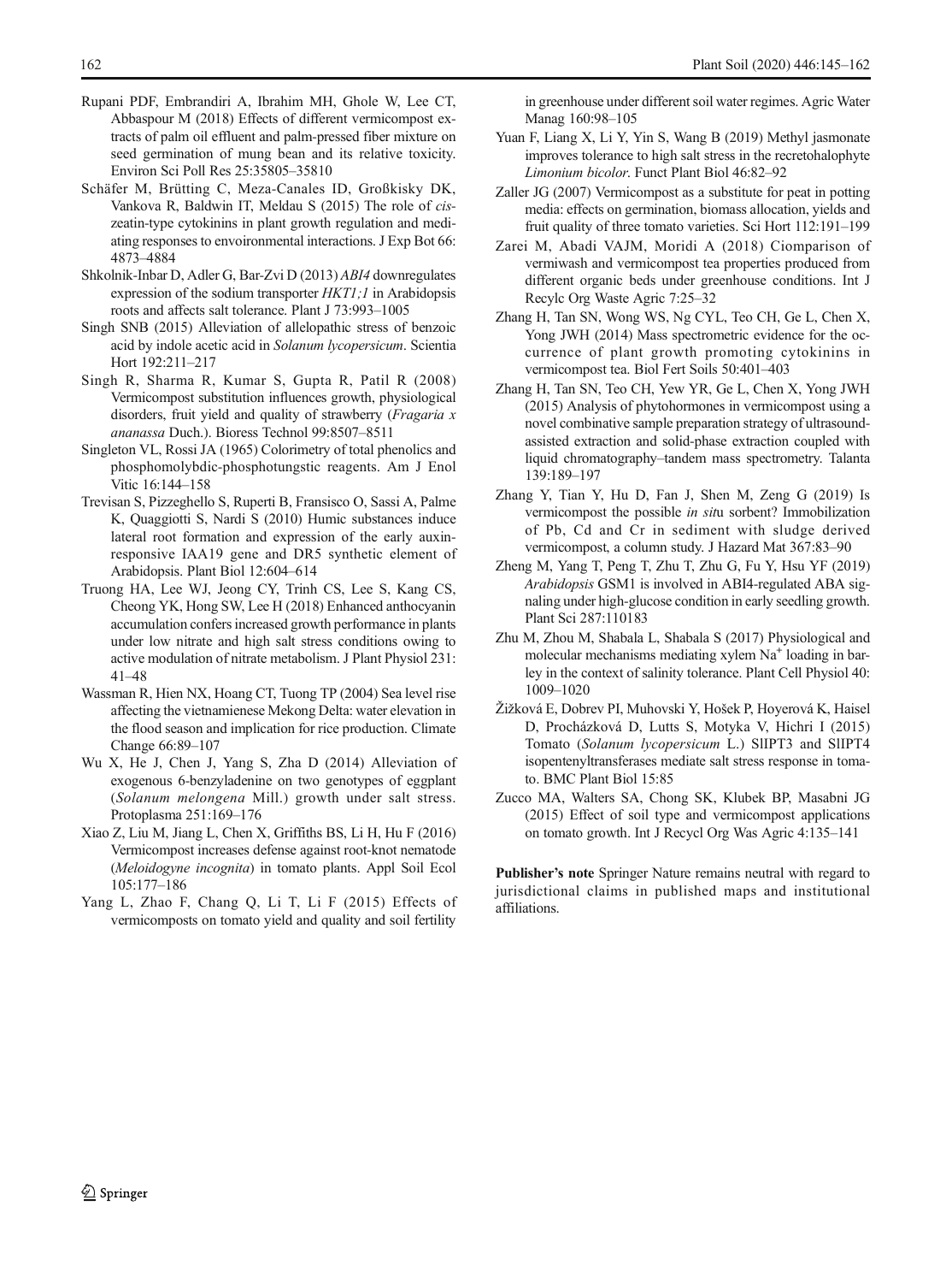Rupani PDF, Embrandiri A, Ibrahim MH, Ghole W, Lee CT, Abbaspour M (2018) Effects of different vermicompost extracts of palm oil effluent and palm-pressed fiber mixture on seed germination of mung bean and its relative toxicity. Environ Sci Poll Res 25:35805–35810

Schäfer M, Brütting C, Meza-Canales ID, Großkisky DK, Vankova R, Baldwin IT, Meldau S (2015) The role of *cis*-zeatin-type cytokinins in plant growth regulation and mediating responses to envoironmental interactions. J Exp Bot 66: 4873–4884

Shkolnik-Inbar D, Adler G, Bar-Zvi D (2013) *ABI4* downregulates expression of the sodium transporter *HKT1;1* in Arabidopsis roots and affects salt tolerance. Plant J 73:993–1005

Singh SNB (2015) Alleviation of allelopathic stress of benzoic acid by indole acetic acid in *Solanum lycopersicum*. Scientia Hort 192:211–217

Singh R, Sharma R, Kumar S, Gupta R, Patil R (2008) Vermicompost substitution influences growth, physiological disorders, fruit yield and quality of strawberry (*Fragaria x ananassa* Duch.). Biores Technol 99:8507–8511

Singleton VL, Rossi JA (1965) Colorimetry of total phenolics and phosphomolybdic-phosphotungstic reagents. Am J Enol Vitic 16:144–158

Trevisan S, Pizzeghello S, Ruperti B, Fransisco O, Sassi A, Palme K, Quaggiotti S, Nardi S (2010) Humic substances induce lateral root formation and expression of the early auxin-responsive IAA19 gene and DR5 synthetic element of Arabidopsis. Plant Biol 12:604–614

Truong HA, Lee WJ, Jeong CY, Trinh CS, Lee S, Kang CS, Cheong YK, Hong SW, Lee H (2018) Enhanced anthocyanin accumulation confers increased growth performance in plants under low nitrate and high salt stress conditions owing to active modulation of nitrate metabolism. J Plant Physiol 231: 41–48

Wassman R, Hien NX, Hoang CT, Tuong TP (2004) Sea level rise affecting the vietnamienese Mekong Delta: water elevation in the flood season and implication for rice production. Climate Change 66:89–107

Wu X, He J, Chen J, Yang S, Zha D (2014) Alleviation of exogenous 6-benzyladenine on two genotypes of eggplant (*Solanum melongena* Mill.) growth under salt stress. Protoplasma 251:169–176

Xiao Z, Liu M, Jiang L, Chen X, Griffiths BS, Li H, Hu F (2016) Vermicompost increases defense against root-knot nematode (*Meloidogyne incognita*) in tomato plants. Appl Soil Ecol 105:177–186

Yang L, Zhao F, Chang Q, Li T, Li F (2015) Effects of vermicomposts on tomato yield and quality and soil fertility in greenhouse under different soil water regimes. Agric Water Manag 160:98–105

Yuan F, Liang X, Li Y, Yin S, Wang B (2019) Methyl jasmonate improves tolerance to high salt stress in the recretohalophyte *Limonium bicolor*. Funct Plant Biol 46:82–92

Zaller JG (2007) Vermicompost as a substitute for peat in potting media: effects on germination, biomass allocation, yields and fruit quality of three tomato varieties. Sci Hort 112:191–199

Zarei M, Abadi VAJM, Moridi A (2018) Ciomparison of vermiwash and vermicompost tea properties produced from different organic beds under greenhouse conditions. Int J Recylc Org Waste Agric 7:25–32

Zhang H, Tan SN, Wong WS, Ng CYL, Teo CH, Ge L, Chen X, Yong JWH (2014) Mass spectrometric evidence for the occurrence of plant growth promoting cytokinins in vermicompost tea. Biol Fert Soils 50:401–403

Zhang H, Tan SN, Teo CH, Yew YR, Ge L, Chen X, Yong JWH (2015) Analysis of phytohormones in vermicompost using a novel combinative sample preparation strategy of ultrasound-assisted extraction and solid-phase extraction coupled with liquid chromatography–tandem mass spectrometry. Talanta 139:189–197

Zhang Y, Tian Y, Hu D, Fan J, Shen M, Zeng G (2019) Is vermicompost the possible *in sit*u sorbent? Immobilization of Pb, Cd and Cr in sediment with sludge derived vermicompost, a column study. J Hazard Mat 367:83–90

Zheng M, Yang T, Peng T, Zhu T, Zhu G, Fu Y, Hsu YF (2019) *Arabidopsis* GSM1 is involved in ABI4-regulated ABA signaling under high-glucose condition in early seedling growth. Plant Sci 287:110183

Zhu M, Zhou M, Shabala L, Shabala S (2017) Physiological and molecular mechanisms mediating xylem $Na^+$ loading in barley in the context of salinity tolerance. Plant Cell Physiol 40: 1009–1020

Žižková E, Dobrev PI, Muhovski Y, Hošek P, Hoyerová K, Haisel D, Procházková D, Lutts S, Motyka V, Hichri I (2015) Tomato (*Solanum lycopersicum* L.) SlIPT3 and SlIPT4 isopentenyltransferases mediate salt stress response in tomato. BMC Plant Biol 15:85

Zucco MA, Walters SA, Chong SK, Klubek BP, Masabni JG (2015) Effect of soil type and vermicompost applications on tomato growth. Int J Recycl Org Was Agric 4:135–141

**Publisher's note** Springer Nature remains neutral with regard to jurisdictional claims in published maps and institutional affiliations.